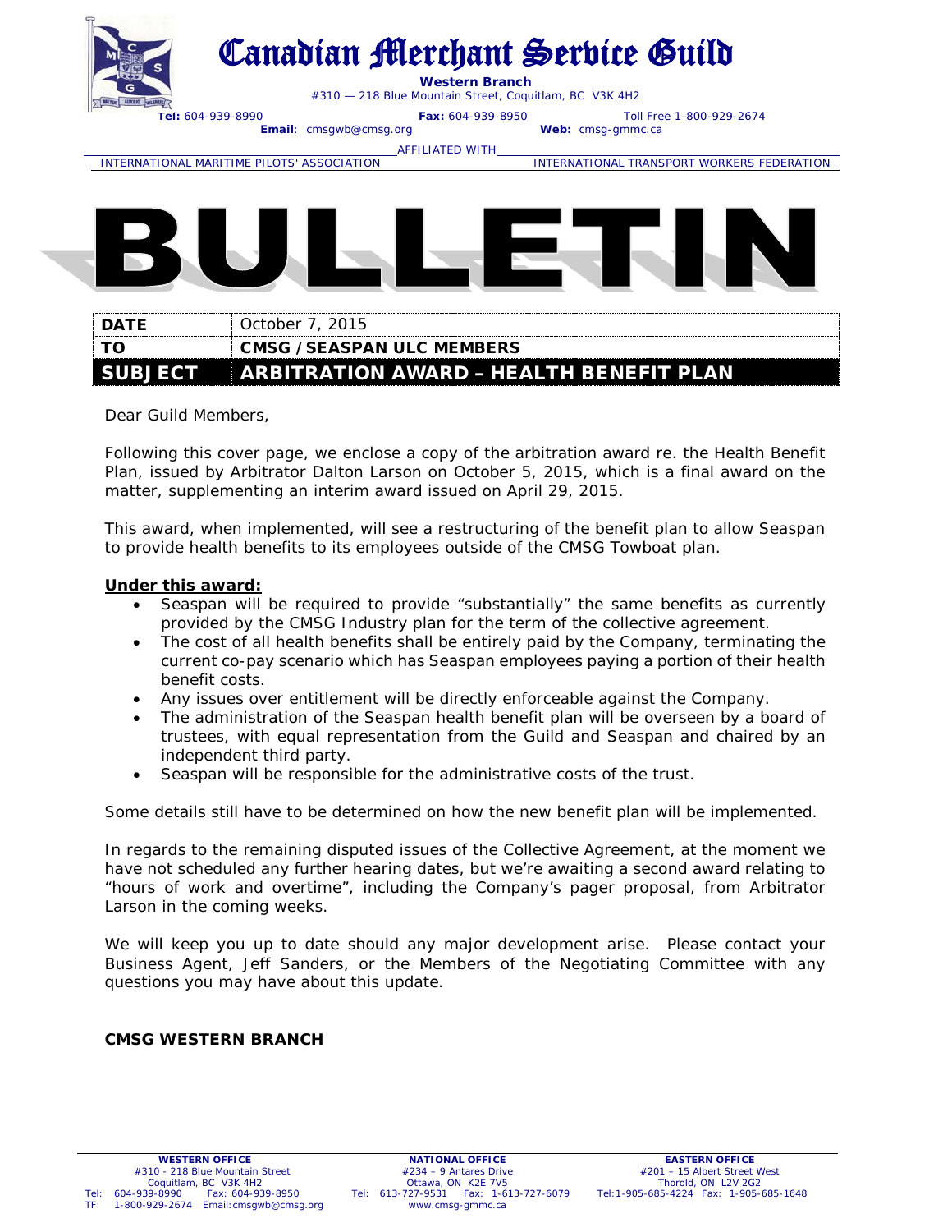# Canadian Merchant Service Guild

**Western Branch**
#310 — 218 Blue Mountain Street, Coquitlam, BC V3K 4H2

**Tel:** 604-939-8990 **Fax:** 604-939-8950 Toll Free 1-800-929-2674
**Email**: cmsgwb@cmsg.org **Web:** cmsg-gmmc.ca

AFFILIATED WITH
INTERNATIONAL MARITIME PILOTS' ASSOCIATION — INTERNATIONAL TRANSPORT WORKERS FEDERATION

# BULLETIN

| | |
|---|---|
| **DATE** | October 7, 2015 |
| **TO** | **CMSG / SEASPAN ULC MEMBERS** |
| **SUBJECT** | **ARBITRATION AWARD – HEALTH BENEFIT PLAN** |

Dear Guild Members,

Following this cover page, we enclose a copy of the arbitration award re. the Health Benefit Plan, issued by Arbitrator Dalton Larson on October 5, 2015, which is a final award on the matter, supplementing an interim award issued on April 29, 2015.

This award, when implemented, will see a restructuring of the benefit plan to allow Seaspan to provide health benefits to its employees outside of the CMSG Towboat plan.

**Under this award:**

- Seaspan will be required to provide "substantially" the same benefits as currently provided by the CMSG Industry plan for the term of the collective agreement.
- The cost of all health benefits shall be entirely paid by the Company, terminating the current co-pay scenario which has Seaspan employees paying a portion of their health benefit costs.
- Any issues over entitlement will be directly enforceable against the Company.
- The administration of the Seaspan health benefit plan will be overseen by a board of trustees, with equal representation from the Guild and Seaspan and chaired by an independent third party.
- Seaspan will be responsible for the administrative costs of the trust.

Some details still have to be determined on how the new benefit plan will be implemented.

In regards to the remaining disputed issues of the Collective Agreement, at the moment we have not scheduled any further hearing dates, but we're awaiting a second award relating to "hours of work and overtime", including the Company's pager proposal, from Arbitrator Larson in the coming weeks.

We will keep you up to date should any major development arise. Please contact your Business Agent, Jeff Sanders, or the Members of the Negotiating Committee with any questions you may have about this update.

**CMSG WESTERN BRANCH**

---

**WESTERN OFFICE**
#310 - 218 Blue Mountain Street
Coquitlam, BC V3K 4H2
Tel: 604-939-8990 Fax: 604-939-8950
TF: 1-800-929-2674 Email: cmsgwb@cmsg.org

**NATIONAL OFFICE**
#234 – 9 Antares Drive
Ottawa, ON K2E 7V5
Tel: 613-727-9531 Fax: 1-613-727-6079
www.cmsg-gmmc.ca

**EASTERN OFFICE**
#201 – 15 Albert Street West
Thorold, ON L2V 2G2
Tel: 1-905-685-4224 Fax: 1-905-685-1648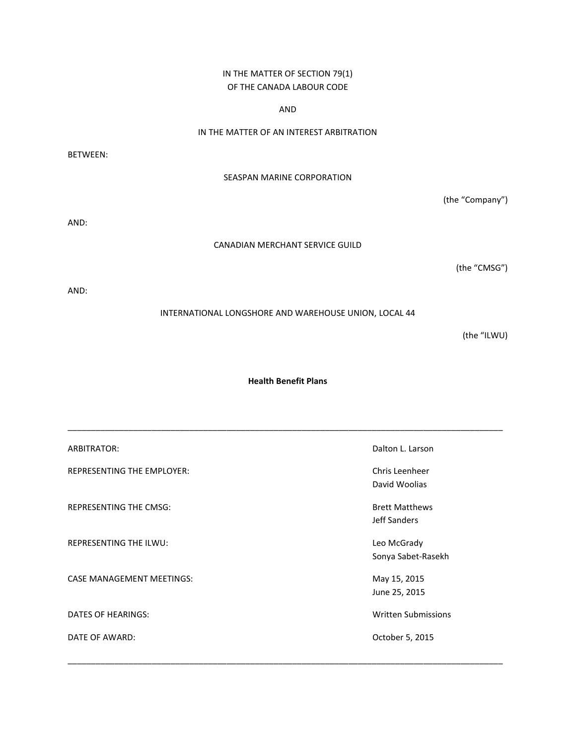IN THE MATTER OF SECTION 79(1)
OF THE CANADA LABOUR CODE

AND

IN THE MATTER OF AN INTEREST ARBITRATION

BETWEEN:

SEASPAN MARINE CORPORATION

(the “Company”)

AND:

CANADIAN MERCHANT SERVICE GUILD

(the “CMSG”)

AND:

INTERNATIONAL LONGSHORE AND WAREHOUSE UNION, LOCAL 44

(the “ILWU)

**Health Benefit Plans**

---

| | |
|---|---|
| ARBITRATOR: | Dalton L. Larson |
| REPRESENTING THE EMPLOYER: | Chris Leenheer<br>David Woolias |
| REPRESENTING THE CMSG: | Brett Matthews<br>Jeff Sanders |
| REPRESENTING THE ILWU: | Leo McGrady<br>Sonya Sabet-Rasekh |
| CASE MANAGEMENT MEETINGS: | May 15, 2015<br>June 25, 2015 |
| DATES OF HEARINGS: | Written Submissions |
| DATE OF AWARD: | October 5, 2015 |

---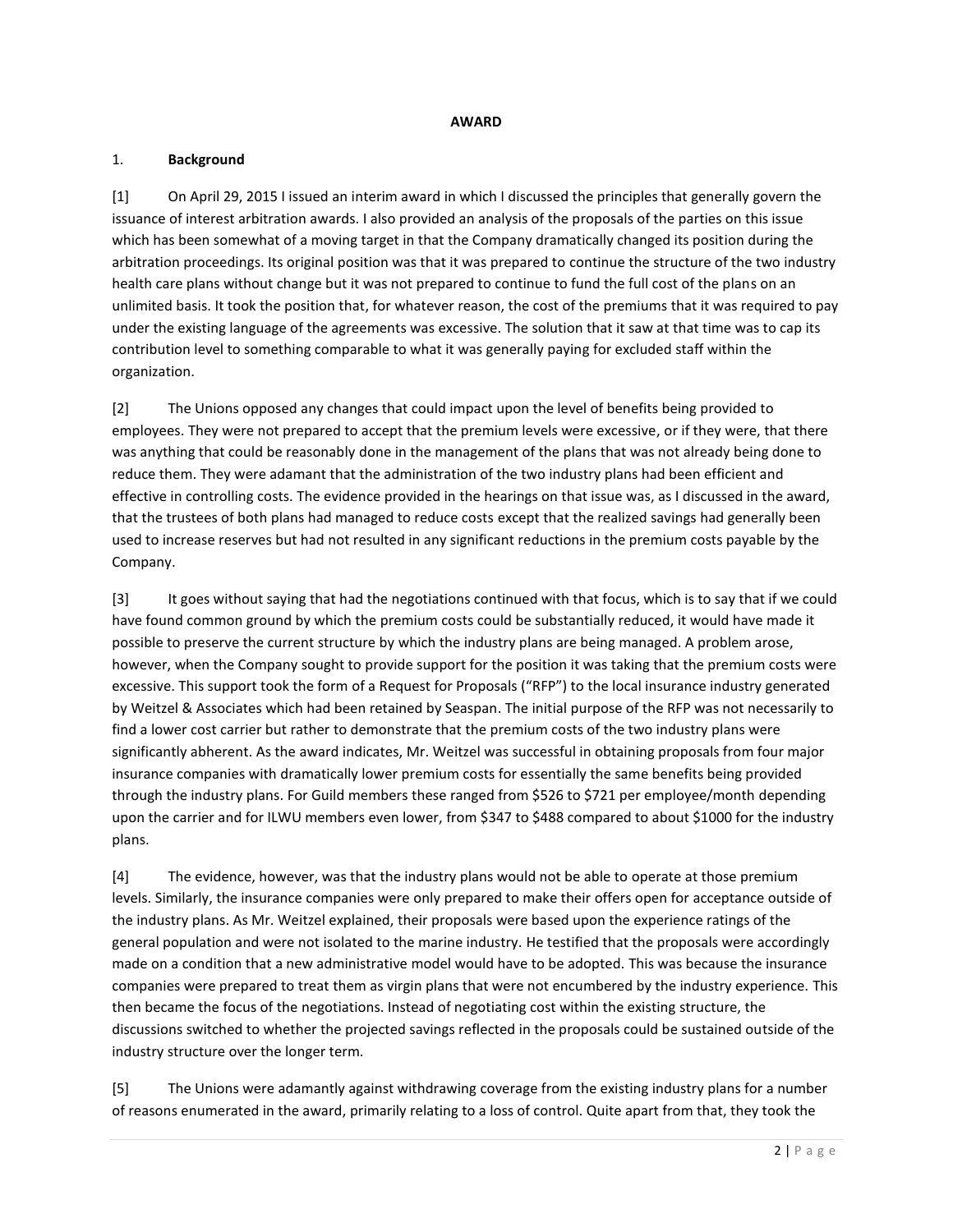**AWARD**

1. **Background**

[1] On April 29, 2015 I issued an interim award in which I discussed the principles that generally govern the issuance of interest arbitration awards. I also provided an analysis of the proposals of the parties on this issue which has been somewhat of a moving target in that the Company dramatically changed its position during the arbitration proceedings. Its original position was that it was prepared to continue the structure of the two industry health care plans without change but it was not prepared to continue to fund the full cost of the plans on an unlimited basis. It took the position that, for whatever reason, the cost of the premiums that it was required to pay under the existing language of the agreements was excessive. The solution that it saw at that time was to cap its contribution level to something comparable to what it was generally paying for excluded staff within the organization.

[2] The Unions opposed any changes that could impact upon the level of benefits being provided to employees. They were not prepared to accept that the premium levels were excessive, or if they were, that there was anything that could be reasonably done in the management of the plans that was not already being done to reduce them. They were adamant that the administration of the two industry plans had been efficient and effective in controlling costs. The evidence provided in the hearings on that issue was, as I discussed in the award, that the trustees of both plans had managed to reduce costs except that the realized savings had generally been used to increase reserves but had not resulted in any significant reductions in the premium costs payable by the Company.

[3] It goes without saying that had the negotiations continued with that focus, which is to say that if we could have found common ground by which the premium costs could be substantially reduced, it would have made it possible to preserve the current structure by which the industry plans are being managed. A problem arose, however, when the Company sought to provide support for the position it was taking that the premium costs were excessive. This support took the form of a Request for Proposals ("RFP") to the local insurance industry generated by Weitzel & Associates which had been retained by Seaspan. The initial purpose of the RFP was not necessarily to find a lower cost carrier but rather to demonstrate that the premium costs of the two industry plans were significantly abherent. As the award indicates, Mr. Weitzel was successful in obtaining proposals from four major insurance companies with dramatically lower premium costs for essentially the same benefits being provided through the industry plans. For Guild members these ranged from $526 to $721 per employee/month depending upon the carrier and for ILWU members even lower, from $347 to $488 compared to about $1000 for the industry plans.

[4] The evidence, however, was that the industry plans would not be able to operate at those premium levels. Similarly, the insurance companies were only prepared to make their offers open for acceptance outside of the industry plans. As Mr. Weitzel explained, their proposals were based upon the experience ratings of the general population and were not isolated to the marine industry. He testified that the proposals were accordingly made on a condition that a new administrative model would have to be adopted. This was because the insurance companies were prepared to treat them as virgin plans that were not encumbered by the industry experience. This then became the focus of the negotiations. Instead of negotiating cost within the existing structure, the discussions switched to whether the projected savings reflected in the proposals could be sustained outside of the industry structure over the longer term.

[5] The Unions were adamantly against withdrawing coverage from the existing industry plans for a number of reasons enumerated in the award, primarily relating to a loss of control. Quite apart from that, they took the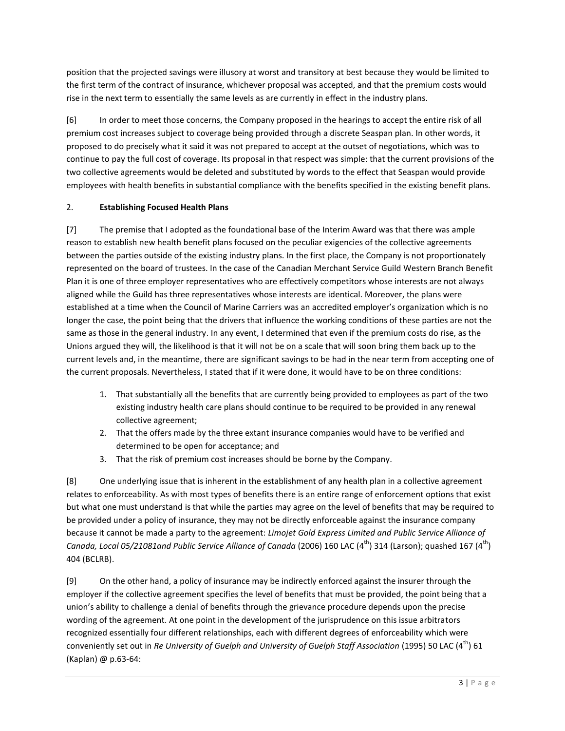position that the projected savings were illusory at worst and transitory at best because they would be limited to the first term of the contract of insurance, whichever proposal was accepted, and that the premium costs would rise in the next term to essentially the same levels as are currently in effect in the industry plans.

[6] In order to meet those concerns, the Company proposed in the hearings to accept the entire risk of all premium cost increases subject to coverage being provided through a discrete Seaspan plan. In other words, it proposed to do precisely what it said it was not prepared to accept at the outset of negotiations, which was to continue to pay the full cost of coverage. Its proposal in that respect was simple: that the current provisions of the two collective agreements would be deleted and substituted by words to the effect that Seaspan would provide employees with health benefits in substantial compliance with the benefits specified in the existing benefit plans.

## 2. **Establishing Focused Health Plans**

[7] The premise that I adopted as the foundational base of the Interim Award was that there was ample reason to establish new health benefit plans focused on the peculiar exigencies of the collective agreements between the parties outside of the existing industry plans. In the first place, the Company is not proportionately represented on the board of trustees. In the case of the Canadian Merchant Service Guild Western Branch Benefit Plan it is one of three employer representatives who are effectively competitors whose interests are not always aligned while the Guild has three representatives whose interests are identical. Moreover, the plans were established at a time when the Council of Marine Carriers was an accredited employer's organization which is no longer the case, the point being that the drivers that influence the working conditions of these parties are not the same as those in the general industry. In any event, I determined that even if the premium costs do rise, as the Unions argued they will, the likelihood is that it will not be on a scale that will soon bring them back up to the current levels and, in the meantime, there are significant savings to be had in the near term from accepting one of the current proposals. Nevertheless, I stated that if it were done, it would have to be on three conditions:

1. That substantially all the benefits that are currently being provided to employees as part of the two existing industry health care plans should continue to be required to be provided in any renewal collective agreement;
2. That the offers made by the three extant insurance companies would have to be verified and determined to be open for acceptance; and
3. That the risk of premium cost increases should be borne by the Company.

[8] One underlying issue that is inherent in the establishment of any health plan in a collective agreement relates to enforceability. As with most types of benefits there is an entire range of enforcement options that exist but what one must understand is that while the parties may agree on the level of benefits that may be required to be provided under a policy of insurance, they may not be directly enforceable against the insurance company because it cannot be made a party to the agreement: *Limojet Gold Express Limited and Public Service Alliance of Canada, Local 05/21081and Public Service Alliance of Canada* (2006) 160 LAC (4th) 314 (Larson); quashed 167 (4th) 404 (BCLRB).

[9] On the other hand, a policy of insurance may be indirectly enforced against the insurer through the employer if the collective agreement specifies the level of benefits that must be provided, the point being that a union's ability to challenge a denial of benefits through the grievance procedure depends upon the precise wording of the agreement. At one point in the development of the jurisprudence on this issue arbitrators recognized essentially four different relationships, each with different degrees of enforceability which were conveniently set out in *Re University of Guelph and University of Guelph Staff Association* (1995) 50 LAC (4th) 61 (Kaplan) @ p.63-64: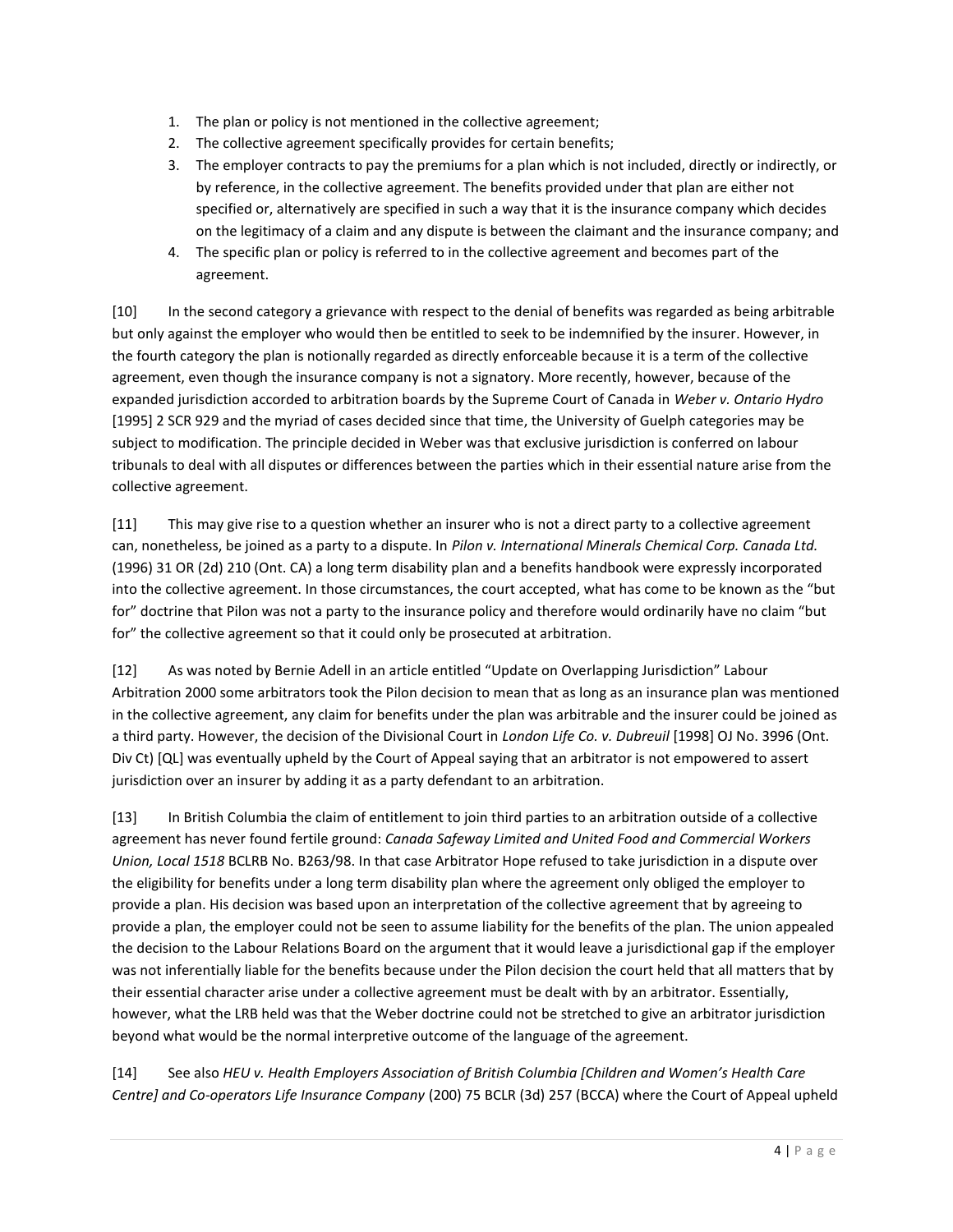1. The plan or policy is not mentioned in the collective agreement;
2. The collective agreement specifically provides for certain benefits;
3. The employer contracts to pay the premiums for a plan which is not included, directly or indirectly, or by reference, in the collective agreement. The benefits provided under that plan are either not specified or, alternatively are specified in such a way that it is the insurance company which decides on the legitimacy of a claim and any dispute is between the claimant and the insurance company; and
4. The specific plan or policy is referred to in the collective agreement and becomes part of the agreement.

[10] In the second category a grievance with respect to the denial of benefits was regarded as being arbitrable but only against the employer who would then be entitled to seek to be indemnified by the insurer. However, in the fourth category the plan is notionally regarded as directly enforceable because it is a term of the collective agreement, even though the insurance company is not a signatory. More recently, however, because of the expanded jurisdiction accorded to arbitration boards by the Supreme Court of Canada in *Weber v. Ontario Hydro* [1995] 2 SCR 929 and the myriad of cases decided since that time, the University of Guelph categories may be subject to modification. The principle decided in Weber was that exclusive jurisdiction is conferred on labour tribunals to deal with all disputes or differences between the parties which in their essential nature arise from the collective agreement.

[11] This may give rise to a question whether an insurer who is not a direct party to a collective agreement can, nonetheless, be joined as a party to a dispute. In *Pilon v. International Minerals Chemical Corp. Canada Ltd.* (1996) 31 OR (2d) 210 (Ont. CA) a long term disability plan and a benefits handbook were expressly incorporated into the collective agreement. In those circumstances, the court accepted, what has come to be known as the "but for" doctrine that Pilon was not a party to the insurance policy and therefore would ordinarily have no claim "but for" the collective agreement so that it could only be prosecuted at arbitration.

[12] As was noted by Bernie Adell in an article entitled "Update on Overlapping Jurisdiction" Labour Arbitration 2000 some arbitrators took the Pilon decision to mean that as long as an insurance plan was mentioned in the collective agreement, any claim for benefits under the plan was arbitrable and the insurer could be joined as a third party. However, the decision of the Divisional Court in *London Life Co. v. Dubreuil* [1998] OJ No. 3996 (Ont. Div Ct) [QL] was eventually upheld by the Court of Appeal saying that an arbitrator is not empowered to assert jurisdiction over an insurer by adding it as a party defendant to an arbitration.

[13] In British Columbia the claim of entitlement to join third parties to an arbitration outside of a collective agreement has never found fertile ground: *Canada Safeway Limited and United Food and Commercial Workers Union, Local 1518* BCLRB No. B263/98. In that case Arbitrator Hope refused to take jurisdiction in a dispute over the eligibility for benefits under a long term disability plan where the agreement only obliged the employer to provide a plan. His decision was based upon an interpretation of the collective agreement that by agreeing to provide a plan, the employer could not be seen to assume liability for the benefits of the plan. The union appealed the decision to the Labour Relations Board on the argument that it would leave a jurisdictional gap if the employer was not inferentially liable for the benefits because under the Pilon decision the court held that all matters that by their essential character arise under a collective agreement must be dealt with by an arbitrator. Essentially, however, what the LRB held was that the Weber doctrine could not be stretched to give an arbitrator jurisdiction beyond what would be the normal interpretive outcome of the language of the agreement.

[14] See also *HEU v. Health Employers Association of British Columbia [Children and Women's Health Care Centre] and Co-operators Life Insurance Company* (200) 75 BCLR (3d) 257 (BCCA) where the Court of Appeal upheld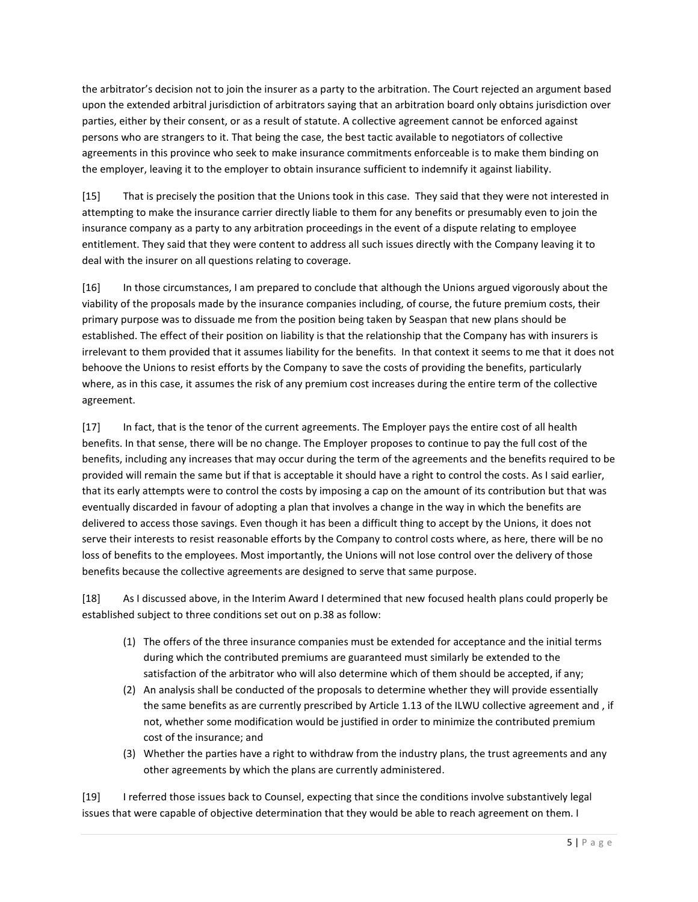the arbitrator's decision not to join the insurer as a party to the arbitration. The Court rejected an argument based upon the extended arbitral jurisdiction of arbitrators saying that an arbitration board only obtains jurisdiction over parties, either by their consent, or as a result of statute. A collective agreement cannot be enforced against persons who are strangers to it. That being the case, the best tactic available to negotiators of collective agreements in this province who seek to make insurance commitments enforceable is to make them binding on the employer, leaving it to the employer to obtain insurance sufficient to indemnify it against liability.

[15] That is precisely the position that the Unions took in this case. They said that they were not interested in attempting to make the insurance carrier directly liable to them for any benefits or presumably even to join the insurance company as a party to any arbitration proceedings in the event of a dispute relating to employee entitlement. They said that they were content to address all such issues directly with the Company leaving it to deal with the insurer on all questions relating to coverage.

[16] In those circumstances, I am prepared to conclude that although the Unions argued vigorously about the viability of the proposals made by the insurance companies including, of course, the future premium costs, their primary purpose was to dissuade me from the position being taken by Seaspan that new plans should be established. The effect of their position on liability is that the relationship that the Company has with insurers is irrelevant to them provided that it assumes liability for the benefits. In that context it seems to me that it does not behoove the Unions to resist efforts by the Company to save the costs of providing the benefits, particularly where, as in this case, it assumes the risk of any premium cost increases during the entire term of the collective agreement.

[17] In fact, that is the tenor of the current agreements. The Employer pays the entire cost of all health benefits. In that sense, there will be no change. The Employer proposes to continue to pay the full cost of the benefits, including any increases that may occur during the term of the agreements and the benefits required to be provided will remain the same but if that is acceptable it should have a right to control the costs. As I said earlier, that its early attempts were to control the costs by imposing a cap on the amount of its contribution but that was eventually discarded in favour of adopting a plan that involves a change in the way in which the benefits are delivered to access those savings. Even though it has been a difficult thing to accept by the Unions, it does not serve their interests to resist reasonable efforts by the Company to control costs where, as here, there will be no loss of benefits to the employees. Most importantly, the Unions will not lose control over the delivery of those benefits because the collective agreements are designed to serve that same purpose.

[18] As I discussed above, in the Interim Award I determined that new focused health plans could properly be established subject to three conditions set out on p.38 as follow:

(1) The offers of the three insurance companies must be extended for acceptance and the initial terms during which the contributed premiums are guaranteed must similarly be extended to the satisfaction of the arbitrator who will also determine which of them should be accepted, if any;
(2) An analysis shall be conducted of the proposals to determine whether they will provide essentially the same benefits as are currently prescribed by Article 1.13 of the ILWU collective agreement and , if not, whether some modification would be justified in order to minimize the contributed premium cost of the insurance; and
(3) Whether the parties have a right to withdraw from the industry plans, the trust agreements and any other agreements by which the plans are currently administered.

[19] I referred those issues back to Counsel, expecting that since the conditions involve substantively legal issues that were capable of objective determination that they would be able to reach agreement on them. I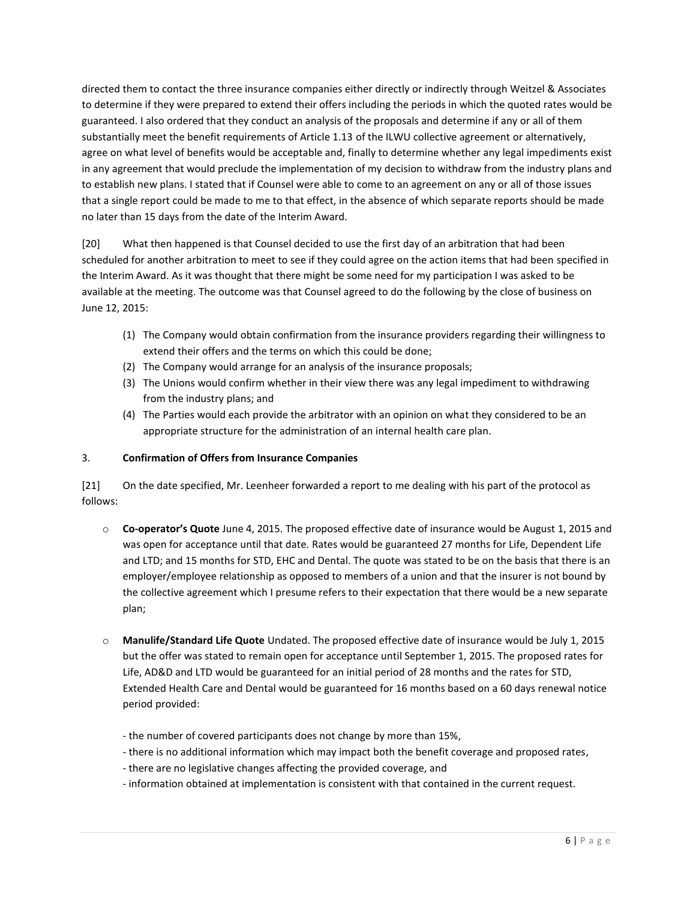directed them to contact the three insurance companies either directly or indirectly through Weitzel & Associates to determine if they were prepared to extend their offers including the periods in which the quoted rates would be guaranteed. I also ordered that they conduct an analysis of the proposals and determine if any or all of them substantially meet the benefit requirements of Article 1.13 of the ILWU collective agreement or alternatively, agree on what level of benefits would be acceptable and, finally to determine whether any legal impediments exist in any agreement that would preclude the implementation of my decision to withdraw from the industry plans and to establish new plans. I stated that if Counsel were able to come to an agreement on any or all of those issues that a single report could be made to me to that effect, in the absence of which separate reports should be made no later than 15 days from the date of the Interim Award.

[20] What then happened is that Counsel decided to use the first day of an arbitration that had been scheduled for another arbitration to meet to see if they could agree on the action items that had been specified in the Interim Award. As it was thought that there might be some need for my participation I was asked to be available at the meeting. The outcome was that Counsel agreed to do the following by the close of business on June 12, 2015:

(1) The Company would obtain confirmation from the insurance providers regarding their willingness to extend their offers and the terms on which this could be done;
(2) The Company would arrange for an analysis of the insurance proposals;
(3) The Unions would confirm whether in their view there was any legal impediment to withdrawing from the industry plans; and
(4) The Parties would each provide the arbitrator with an opinion on what they considered to be an appropriate structure for the administration of an internal health care plan.

### 3. **Confirmation of Offers from Insurance Companies**

[21] On the date specified, Mr. Leenheer forwarded a report to me dealing with his part of the protocol as follows:

- **Co-operator's Quote** June 4, 2015. The proposed effective date of insurance would be August 1, 2015 and was open for acceptance until that date. Rates would be guaranteed 27 months for Life, Dependent Life and LTD; and 15 months for STD, EHC and Dental. The quote was stated to be on the basis that there is an employer/employee relationship as opposed to members of a union and that the insurer is not bound by the collective agreement which I presume refers to their expectation that there would be a new separate plan;

- **Manulife/Standard Life Quote** Undated. The proposed effective date of insurance would be July 1, 2015 but the offer was stated to remain open for acceptance until September 1, 2015. The proposed rates for Life, AD&D and LTD would be guaranteed for an initial period of 28 months and the rates for STD, Extended Health Care and Dental would be guaranteed for 16 months based on a 60 days renewal notice period provided:

  - the number of covered participants does not change by more than 15%,
  - there is no additional information which may impact both the benefit coverage and proposed rates,
  - there are no legislative changes affecting the provided coverage, and
  - information obtained at implementation is consistent with that contained in the current request.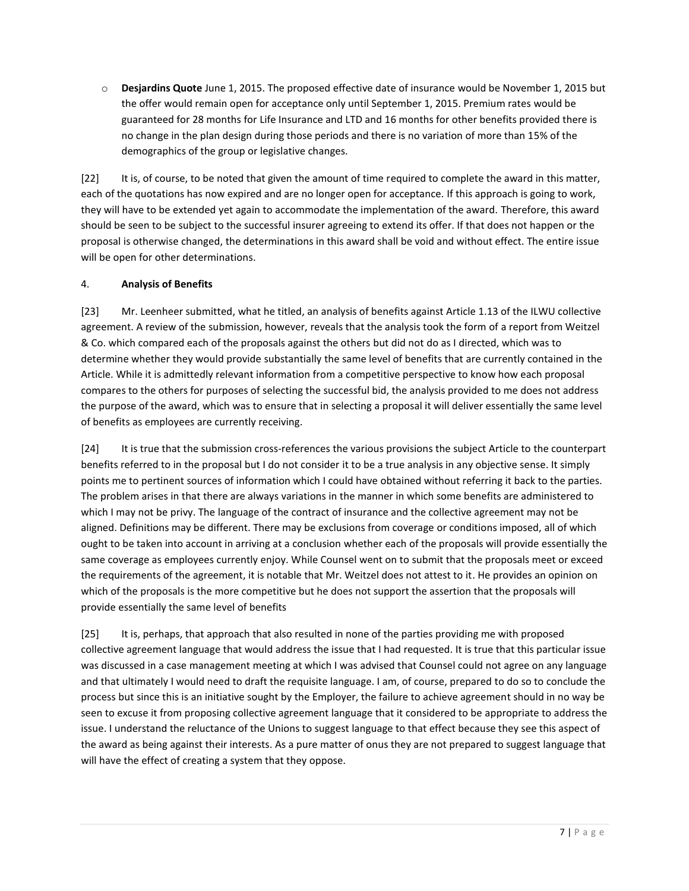- **Desjardins Quote** June 1, 2015. The proposed effective date of insurance would be November 1, 2015 but the offer would remain open for acceptance only until September 1, 2015. Premium rates would be guaranteed for 28 months for Life Insurance and LTD and 16 months for other benefits provided there is no change in the plan design during those periods and there is no variation of more than 15% of the demographics of the group or legislative changes.

[22] It is, of course, to be noted that given the amount of time required to complete the award in this matter, each of the quotations has now expired and are no longer open for acceptance. If this approach is going to work, they will have to be extended yet again to accommodate the implementation of the award. Therefore, this award should be seen to be subject to the successful insurer agreeing to extend its offer. If that does not happen or the proposal is otherwise changed, the determinations in this award shall be void and without effect. The entire issue will be open for other determinations.

4. **Analysis of Benefits**

[23] Mr. Leenheer submitted, what he titled, an analysis of benefits against Article 1.13 of the ILWU collective agreement. A review of the submission, however, reveals that the analysis took the form of a report from Weitzel & Co. which compared each of the proposals against the others but did not do as I directed, which was to determine whether they would provide substantially the same level of benefits that are currently contained in the Article. While it is admittedly relevant information from a competitive perspective to know how each proposal compares to the others for purposes of selecting the successful bid, the analysis provided to me does not address the purpose of the award, which was to ensure that in selecting a proposal it will deliver essentially the same level of benefits as employees are currently receiving.

[24] It is true that the submission cross-references the various provisions the subject Article to the counterpart benefits referred to in the proposal but I do not consider it to be a true analysis in any objective sense. It simply points me to pertinent sources of information which I could have obtained without referring it back to the parties. The problem arises in that there are always variations in the manner in which some benefits are administered to which I may not be privy. The language of the contract of insurance and the collective agreement may not be aligned. Definitions may be different. There may be exclusions from coverage or conditions imposed, all of which ought to be taken into account in arriving at a conclusion whether each of the proposals will provide essentially the same coverage as employees currently enjoy. While Counsel went on to submit that the proposals meet or exceed the requirements of the agreement, it is notable that Mr. Weitzel does not attest to it. He provides an opinion on which of the proposals is the more competitive but he does not support the assertion that the proposals will provide essentially the same level of benefits

[25] It is, perhaps, that approach that also resulted in none of the parties providing me with proposed collective agreement language that would address the issue that I had requested. It is true that this particular issue was discussed in a case management meeting at which I was advised that Counsel could not agree on any language and that ultimately I would need to draft the requisite language. I am, of course, prepared to do so to conclude the process but since this is an initiative sought by the Employer, the failure to achieve agreement should in no way be seen to excuse it from proposing collective agreement language that it considered to be appropriate to address the issue. I understand the reluctance of the Unions to suggest language to that effect because they see this aspect of the award as being against their interests. As a pure matter of onus they are not prepared to suggest language that will have the effect of creating a system that they oppose.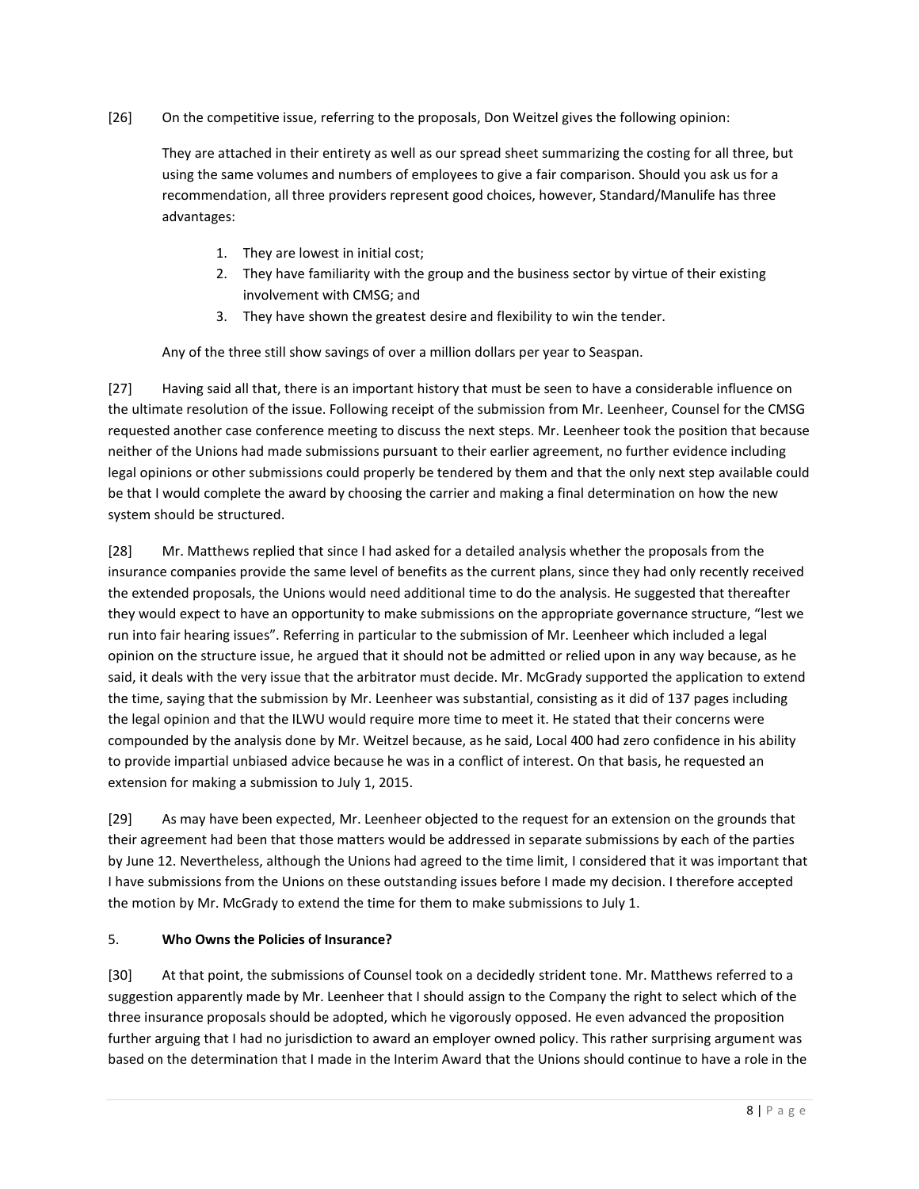[26] On the competitive issue, referring to the proposals, Don Weitzel gives the following opinion:

> They are attached in their entirety as well as our spread sheet summarizing the costing for all three, but using the same volumes and numbers of employees to give a fair comparison. Should you ask us for a recommendation, all three providers represent good choices, however, Standard/Manulife has three advantages:
>
> 1. They are lowest in initial cost;
> 2. They have familiarity with the group and the business sector by virtue of their existing involvement with CMSG; and
> 3. They have shown the greatest desire and flexibility to win the tender.
>
> Any of the three still show savings of over a million dollars per year to Seaspan.

[27] Having said all that, there is an important history that must be seen to have a considerable influence on the ultimate resolution of the issue. Following receipt of the submission from Mr. Leenheer, Counsel for the CMSG requested another case conference meeting to discuss the next steps. Mr. Leenheer took the position that because neither of the Unions had made submissions pursuant to their earlier agreement, no further evidence including legal opinions or other submissions could properly be tendered by them and that the only next step available could be that I would complete the award by choosing the carrier and making a final determination on how the new system should be structured.

[28] Mr. Matthews replied that since I had asked for a detailed analysis whether the proposals from the insurance companies provide the same level of benefits as the current plans, since they had only recently received the extended proposals, the Unions would need additional time to do the analysis. He suggested that thereafter they would expect to have an opportunity to make submissions on the appropriate governance structure, "lest we run into fair hearing issues". Referring in particular to the submission of Mr. Leenheer which included a legal opinion on the structure issue, he argued that it should not be admitted or relied upon in any way because, as he said, it deals with the very issue that the arbitrator must decide. Mr. McGrady supported the application to extend the time, saying that the submission by Mr. Leenheer was substantial, consisting as it did of 137 pages including the legal opinion and that the ILWU would require more time to meet it. He stated that their concerns were compounded by the analysis done by Mr. Weitzel because, as he said, Local 400 had zero confidence in his ability to provide impartial unbiased advice because he was in a conflict of interest. On that basis, he requested an extension for making a submission to July 1, 2015.

[29] As may have been expected, Mr. Leenheer objected to the request for an extension on the grounds that their agreement had been that those matters would be addressed in separate submissions by each of the parties by June 12. Nevertheless, although the Unions had agreed to the time limit, I considered that it was important that I have submissions from the Unions on these outstanding issues before I made my decision. I therefore accepted the motion by Mr. McGrady to extend the time for them to make submissions to July 1.

## 5. **Who Owns the Policies of Insurance?**

[30] At that point, the submissions of Counsel took on a decidedly strident tone. Mr. Matthews referred to a suggestion apparently made by Mr. Leenheer that I should assign to the Company the right to select which of the three insurance proposals should be adopted, which he vigorously opposed. He even advanced the proposition further arguing that I had no jurisdiction to award an employer owned policy. This rather surprising argument was based on the determination that I made in the Interim Award that the Unions should continue to have a role in the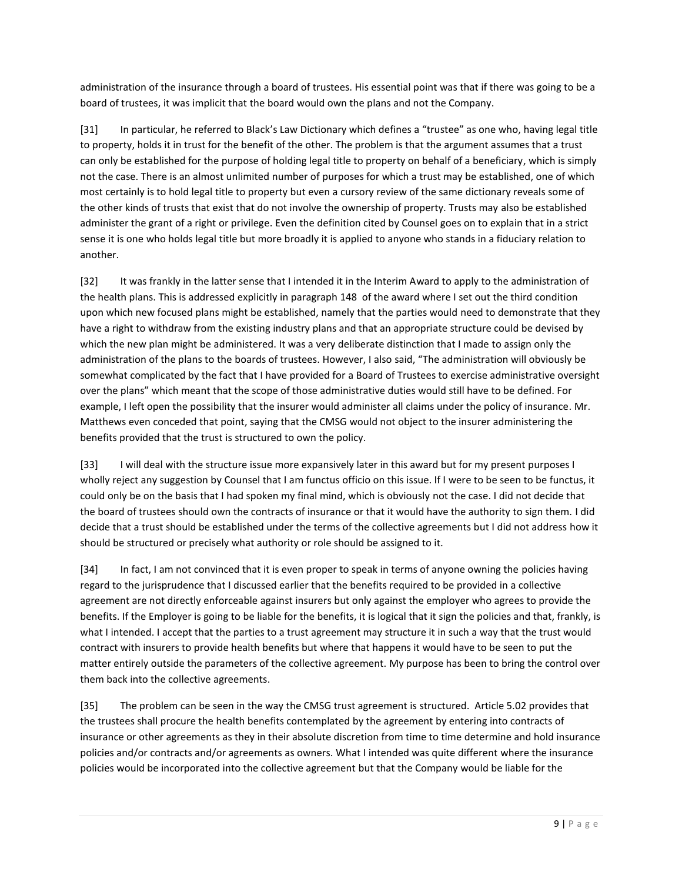administration of the insurance through a board of trustees. His essential point was that if there was going to be a board of trustees, it was implicit that the board would own the plans and not the Company.

[31] In particular, he referred to Black's Law Dictionary which defines a "trustee" as one who, having legal title to property, holds it in trust for the benefit of the other. The problem is that the argument assumes that a trust can only be established for the purpose of holding legal title to property on behalf of a beneficiary, which is simply not the case. There is an almost unlimited number of purposes for which a trust may be established, one of which most certainly is to hold legal title to property but even a cursory review of the same dictionary reveals some of the other kinds of trusts that exist that do not involve the ownership of property. Trusts may also be established administer the grant of a right or privilege. Even the definition cited by Counsel goes on to explain that in a strict sense it is one who holds legal title but more broadly it is applied to anyone who stands in a fiduciary relation to another.

[32] It was frankly in the latter sense that I intended it in the Interim Award to apply to the administration of the health plans. This is addressed explicitly in paragraph 148 of the award where I set out the third condition upon which new focused plans might be established, namely that the parties would need to demonstrate that they have a right to withdraw from the existing industry plans and that an appropriate structure could be devised by which the new plan might be administered. It was a very deliberate distinction that I made to assign only the administration of the plans to the boards of trustees. However, I also said, "The administration will obviously be somewhat complicated by the fact that I have provided for a Board of Trustees to exercise administrative oversight over the plans" which meant that the scope of those administrative duties would still have to be defined. For example, I left open the possibility that the insurer would administer all claims under the policy of insurance. Mr. Matthews even conceded that point, saying that the CMSG would not object to the insurer administering the benefits provided that the trust is structured to own the policy.

[33] I will deal with the structure issue more expansively later in this award but for my present purposes I wholly reject any suggestion by Counsel that I am functus officio on this issue. If I were to be seen to be functus, it could only be on the basis that I had spoken my final mind, which is obviously not the case. I did not decide that the board of trustees should own the contracts of insurance or that it would have the authority to sign them. I did decide that a trust should be established under the terms of the collective agreements but I did not address how it should be structured or precisely what authority or role should be assigned to it.

[34] In fact, I am not convinced that it is even proper to speak in terms of anyone owning the policies having regard to the jurisprudence that I discussed earlier that the benefits required to be provided in a collective agreement are not directly enforceable against insurers but only against the employer who agrees to provide the benefits. If the Employer is going to be liable for the benefits, it is logical that it sign the policies and that, frankly, is what I intended. I accept that the parties to a trust agreement may structure it in such a way that the trust would contract with insurers to provide health benefits but where that happens it would have to be seen to put the matter entirely outside the parameters of the collective agreement. My purpose has been to bring the control over them back into the collective agreements.

[35] The problem can be seen in the way the CMSG trust agreement is structured. Article 5.02 provides that the trustees shall procure the health benefits contemplated by the agreement by entering into contracts of insurance or other agreements as they in their absolute discretion from time to time determine and hold insurance policies and/or contracts and/or agreements as owners. What I intended was quite different where the insurance policies would be incorporated into the collective agreement but that the Company would be liable for the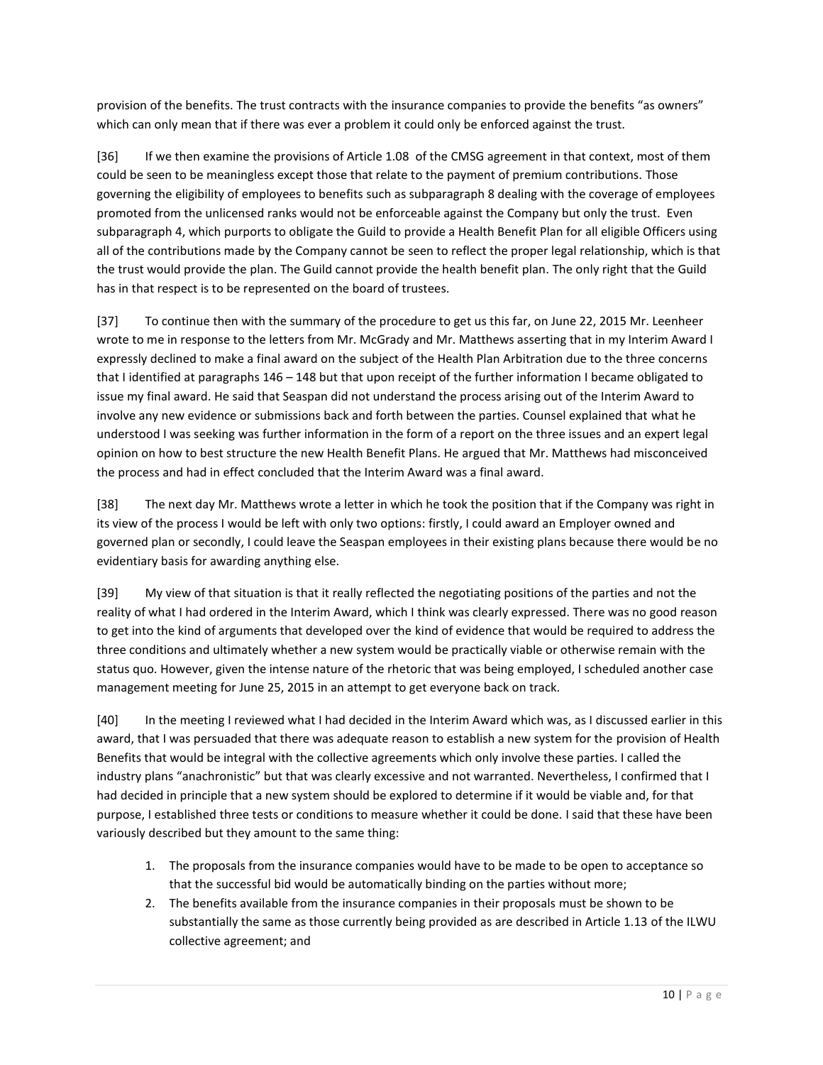provision of the benefits. The trust contracts with the insurance companies to provide the benefits "as owners" which can only mean that if there was ever a problem it could only be enforced against the trust.

[36] If we then examine the provisions of Article 1.08 of the CMSG agreement in that context, most of them could be seen to be meaningless except those that relate to the payment of premium contributions. Those governing the eligibility of employees to benefits such as subparagraph 8 dealing with the coverage of employees promoted from the unlicensed ranks would not be enforceable against the Company but only the trust. Even subparagraph 4, which purports to obligate the Guild to provide a Health Benefit Plan for all eligible Officers using all of the contributions made by the Company cannot be seen to reflect the proper legal relationship, which is that the trust would provide the plan. The Guild cannot provide the health benefit plan. The only right that the Guild has in that respect is to be represented on the board of trustees.

[37] To continue then with the summary of the procedure to get us this far, on June 22, 2015 Mr. Leenheer wrote to me in response to the letters from Mr. McGrady and Mr. Matthews asserting that in my Interim Award I expressly declined to make a final award on the subject of the Health Plan Arbitration due to the three concerns that I identified at paragraphs 146 – 148 but that upon receipt of the further information I became obligated to issue my final award. He said that Seaspan did not understand the process arising out of the Interim Award to involve any new evidence or submissions back and forth between the parties. Counsel explained that what he understood I was seeking was further information in the form of a report on the three issues and an expert legal opinion on how to best structure the new Health Benefit Plans. He argued that Mr. Matthews had misconceived the process and had in effect concluded that the Interim Award was a final award.

[38] The next day Mr. Matthews wrote a letter in which he took the position that if the Company was right in its view of the process I would be left with only two options: firstly, I could award an Employer owned and governed plan or secondly, I could leave the Seaspan employees in their existing plans because there would be no evidentiary basis for awarding anything else.

[39] My view of that situation is that it really reflected the negotiating positions of the parties and not the reality of what I had ordered in the Interim Award, which I think was clearly expressed. There was no good reason to get into the kind of arguments that developed over the kind of evidence that would be required to address the three conditions and ultimately whether a new system would be practically viable or otherwise remain with the status quo. However, given the intense nature of the rhetoric that was being employed, I scheduled another case management meeting for June 25, 2015 in an attempt to get everyone back on track.

[40] In the meeting I reviewed what I had decided in the Interim Award which was, as I discussed earlier in this award, that I was persuaded that there was adequate reason to establish a new system for the provision of Health Benefits that would be integral with the collective agreements which only involve these parties. I called the industry plans "anachronistic" but that was clearly excessive and not warranted. Nevertheless, I confirmed that I had decided in principle that a new system should be explored to determine if it would be viable and, for that purpose, I established three tests or conditions to measure whether it could be done. I said that these have been variously described but they amount to the same thing:

1. The proposals from the insurance companies would have to be made to be open to acceptance so that the successful bid would be automatically binding on the parties without more;
2. The benefits available from the insurance companies in their proposals must be shown to be substantially the same as those currently being provided as are described in Article 1.13 of the ILWU collective agreement; and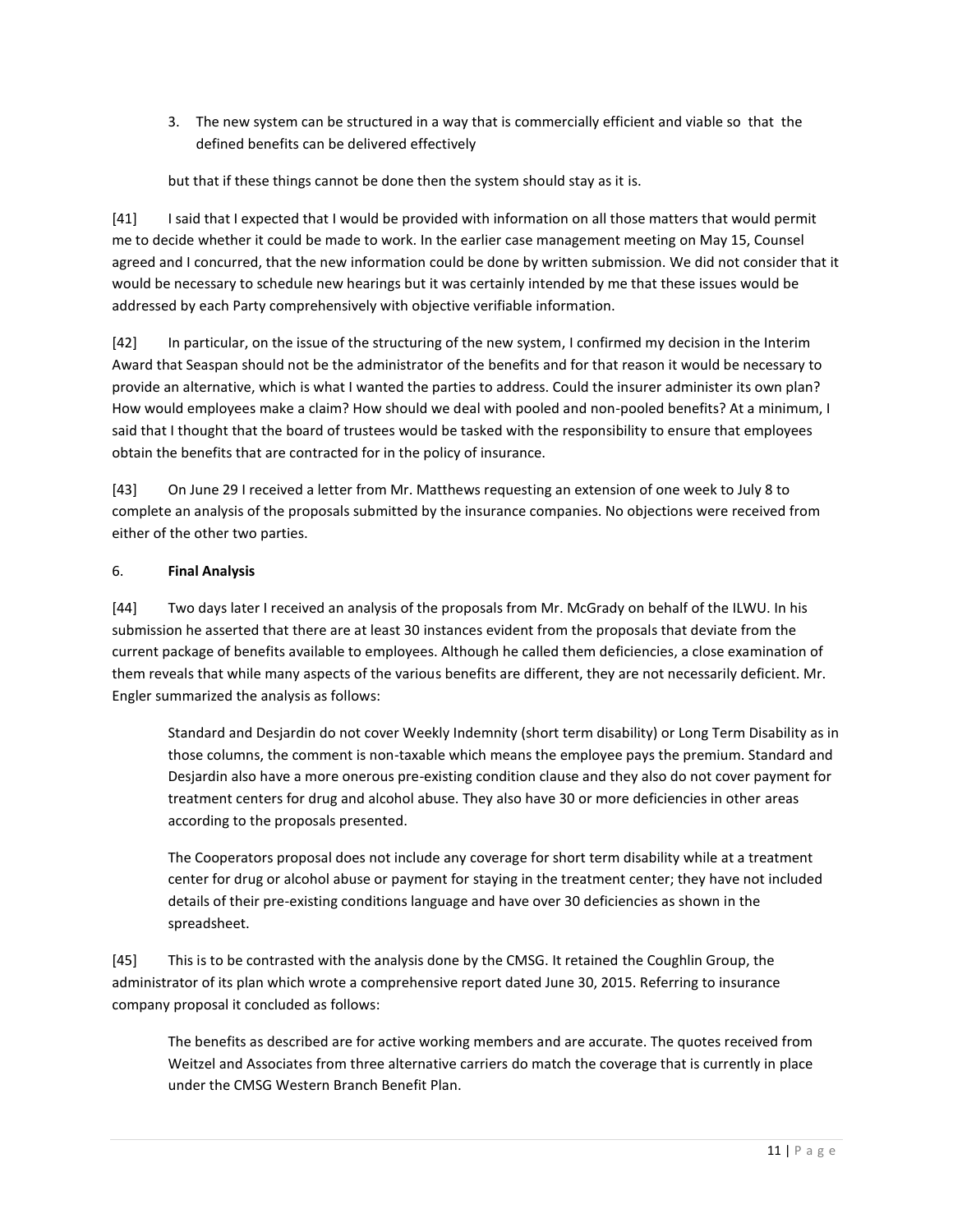3. The new system can be structured in a way that is commercially efficient and viable so that the defined benefits can be delivered effectively

but that if these things cannot be done then the system should stay as it is.

[41] I said that I expected that I would be provided with information on all those matters that would permit me to decide whether it could be made to work. In the earlier case management meeting on May 15, Counsel agreed and I concurred, that the new information could be done by written submission. We did not consider that it would be necessary to schedule new hearings but it was certainly intended by me that these issues would be addressed by each Party comprehensively with objective verifiable information.

[42] In particular, on the issue of the structuring of the new system, I confirmed my decision in the Interim Award that Seaspan should not be the administrator of the benefits and for that reason it would be necessary to provide an alternative, which is what I wanted the parties to address. Could the insurer administer its own plan? How would employees make a claim? How should we deal with pooled and non-pooled benefits? At a minimum, I said that I thought that the board of trustees would be tasked with the responsibility to ensure that employees obtain the benefits that are contracted for in the policy of insurance.

[43] On June 29 I received a letter from Mr. Matthews requesting an extension of one week to July 8 to complete an analysis of the proposals submitted by the insurance companies. No objections were received from either of the other two parties.

## 6. **Final Analysis**

[44] Two days later I received an analysis of the proposals from Mr. McGrady on behalf of the ILWU. In his submission he asserted that there are at least 30 instances evident from the proposals that deviate from the current package of benefits available to employees. Although he called them deficiencies, a close examination of them reveals that while many aspects of the various benefits are different, they are not necessarily deficient. Mr. Engler summarized the analysis as follows:

> Standard and Desjardin do not cover Weekly Indemnity (short term disability) or Long Term Disability as in those columns, the comment is non-taxable which means the employee pays the premium. Standard and Desjardin also have a more onerous pre-existing condition clause and they also do not cover payment for treatment centers for drug and alcohol abuse. They also have 30 or more deficiencies in other areas according to the proposals presented.
>
> The Cooperators proposal does not include any coverage for short term disability while at a treatment center for drug or alcohol abuse or payment for staying in the treatment center; they have not included details of their pre-existing conditions language and have over 30 deficiencies as shown in the spreadsheet.

[45] This is to be contrasted with the analysis done by the CMSG. It retained the Coughlin Group, the administrator of its plan which wrote a comprehensive report dated June 30, 2015. Referring to insurance company proposal it concluded as follows:

> The benefits as described are for active working members and are accurate. The quotes received from Weitzel and Associates from three alternative carriers do match the coverage that is currently in place under the CMSG Western Branch Benefit Plan.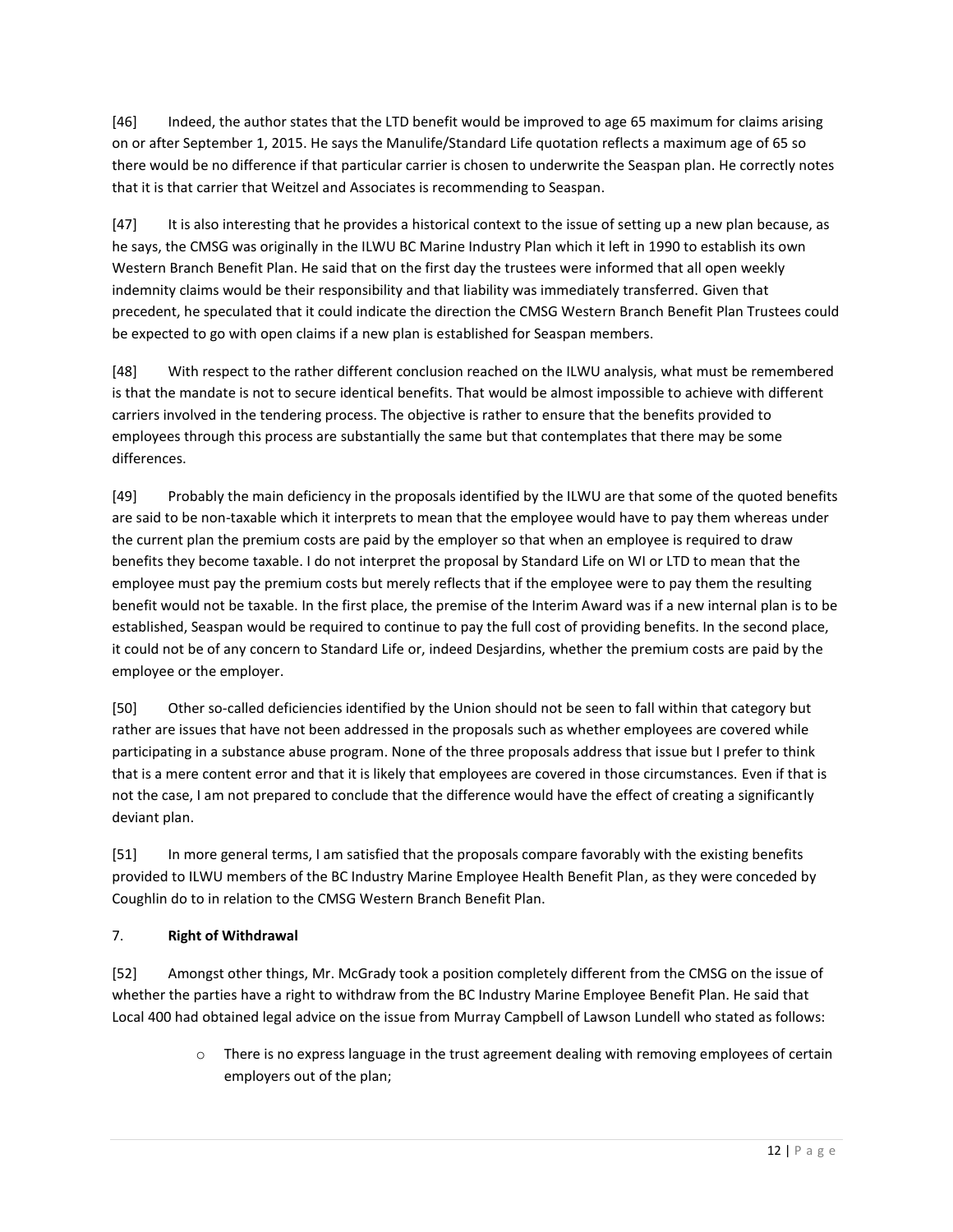[46] Indeed, the author states that the LTD benefit would be improved to age 65 maximum for claims arising on or after September 1, 2015. He says the Manulife/Standard Life quotation reflects a maximum age of 65 so there would be no difference if that particular carrier is chosen to underwrite the Seaspan plan. He correctly notes that it is that carrier that Weitzel and Associates is recommending to Seaspan.

[47] It is also interesting that he provides a historical context to the issue of setting up a new plan because, as he says, the CMSG was originally in the ILWU BC Marine Industry Plan which it left in 1990 to establish its own Western Branch Benefit Plan. He said that on the first day the trustees were informed that all open weekly indemnity claims would be their responsibility and that liability was immediately transferred. Given that precedent, he speculated that it could indicate the direction the CMSG Western Branch Benefit Plan Trustees could be expected to go with open claims if a new plan is established for Seaspan members.

[48] With respect to the rather different conclusion reached on the ILWU analysis, what must be remembered is that the mandate is not to secure identical benefits. That would be almost impossible to achieve with different carriers involved in the tendering process. The objective is rather to ensure that the benefits provided to employees through this process are substantially the same but that contemplates that there may be some differences.

[49] Probably the main deficiency in the proposals identified by the ILWU are that some of the quoted benefits are said to be non-taxable which it interprets to mean that the employee would have to pay them whereas under the current plan the premium costs are paid by the employer so that when an employee is required to draw benefits they become taxable. I do not interpret the proposal by Standard Life on WI or LTD to mean that the employee must pay the premium costs but merely reflects that if the employee were to pay them the resulting benefit would not be taxable. In the first place, the premise of the Interim Award was if a new internal plan is to be established, Seaspan would be required to continue to pay the full cost of providing benefits. In the second place, it could not be of any concern to Standard Life or, indeed Desjardins, whether the premium costs are paid by the employee or the employer.

[50] Other so-called deficiencies identified by the Union should not be seen to fall within that category but rather are issues that have not been addressed in the proposals such as whether employees are covered while participating in a substance abuse program. None of the three proposals address that issue but I prefer to think that is a mere content error and that it is likely that employees are covered in those circumstances. Even if that is not the case, I am not prepared to conclude that the difference would have the effect of creating a significantly deviant plan.

[51] In more general terms, I am satisfied that the proposals compare favorably with the existing benefits provided to ILWU members of the BC Industry Marine Employee Health Benefit Plan, as they were conceded by Coughlin do to in relation to the CMSG Western Branch Benefit Plan.

## 7. **Right of Withdrawal**

[52] Amongst other things, Mr. McGrady took a position completely different from the CMSG on the issue of whether the parties have a right to withdraw from the BC Industry Marine Employee Benefit Plan. He said that Local 400 had obtained legal advice on the issue from Murray Campbell of Lawson Lundell who stated as follows:

- There is no express language in the trust agreement dealing with removing employees of certain employers out of the plan;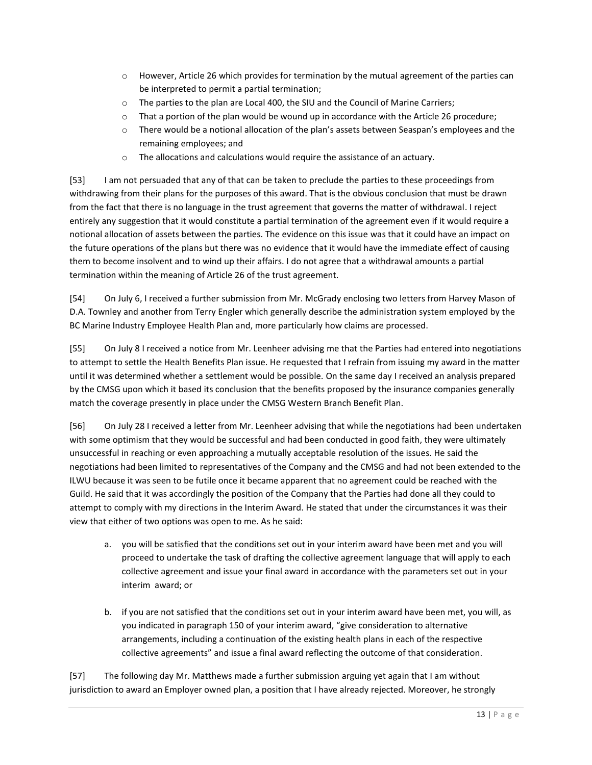- However, Article 26 which provides for termination by the mutual agreement of the parties can be interpreted to permit a partial termination;
- The parties to the plan are Local 400, the SIU and the Council of Marine Carriers;
- That a portion of the plan would be wound up in accordance with the Article 26 procedure;
- There would be a notional allocation of the plan's assets between Seaspan's employees and the remaining employees; and
- The allocations and calculations would require the assistance of an actuary.

[53] I am not persuaded that any of that can be taken to preclude the parties to these proceedings from withdrawing from their plans for the purposes of this award. That is the obvious conclusion that must be drawn from the fact that there is no language in the trust agreement that governs the matter of withdrawal. I reject entirely any suggestion that it would constitute a partial termination of the agreement even if it would require a notional allocation of assets between the parties. The evidence on this issue was that it could have an impact on the future operations of the plans but there was no evidence that it would have the immediate effect of causing them to become insolvent and to wind up their affairs. I do not agree that a withdrawal amounts a partial termination within the meaning of Article 26 of the trust agreement.

[54] On July 6, I received a further submission from Mr. McGrady enclosing two letters from Harvey Mason of D.A. Townley and another from Terry Engler which generally describe the administration system employed by the BC Marine Industry Employee Health Plan and, more particularly how claims are processed.

[55] On July 8 I received a notice from Mr. Leenheer advising me that the Parties had entered into negotiations to attempt to settle the Health Benefits Plan issue. He requested that I refrain from issuing my award in the matter until it was determined whether a settlement would be possible. On the same day I received an analysis prepared by the CMSG upon which it based its conclusion that the benefits proposed by the insurance companies generally match the coverage presently in place under the CMSG Western Branch Benefit Plan.

[56] On July 28 I received a letter from Mr. Leenheer advising that while the negotiations had been undertaken with some optimism that they would be successful and had been conducted in good faith, they were ultimately unsuccessful in reaching or even approaching a mutually acceptable resolution of the issues. He said the negotiations had been limited to representatives of the Company and the CMSG and had not been extended to the ILWU because it was seen to be futile once it became apparent that no agreement could be reached with the Guild. He said that it was accordingly the position of the Company that the Parties had done all they could to attempt to comply with my directions in the Interim Award. He stated that under the circumstances it was their view that either of two options was open to me. As he said:

> a. you will be satisfied that the conditions set out in your interim award have been met and you will proceed to undertake the task of drafting the collective agreement language that will apply to each collective agreement and issue your final award in accordance with the parameters set out in your interim award; or
>
> b. if you are not satisfied that the conditions set out in your interim award have been met, you will, as you indicated in paragraph 150 of your interim award, "give consideration to alternative arrangements, including a continuation of the existing health plans in each of the respective collective agreements" and issue a final award reflecting the outcome of that consideration.

[57] The following day Mr. Matthews made a further submission arguing yet again that I am without jurisdiction to award an Employer owned plan, a position that I have already rejected. Moreover, he strongly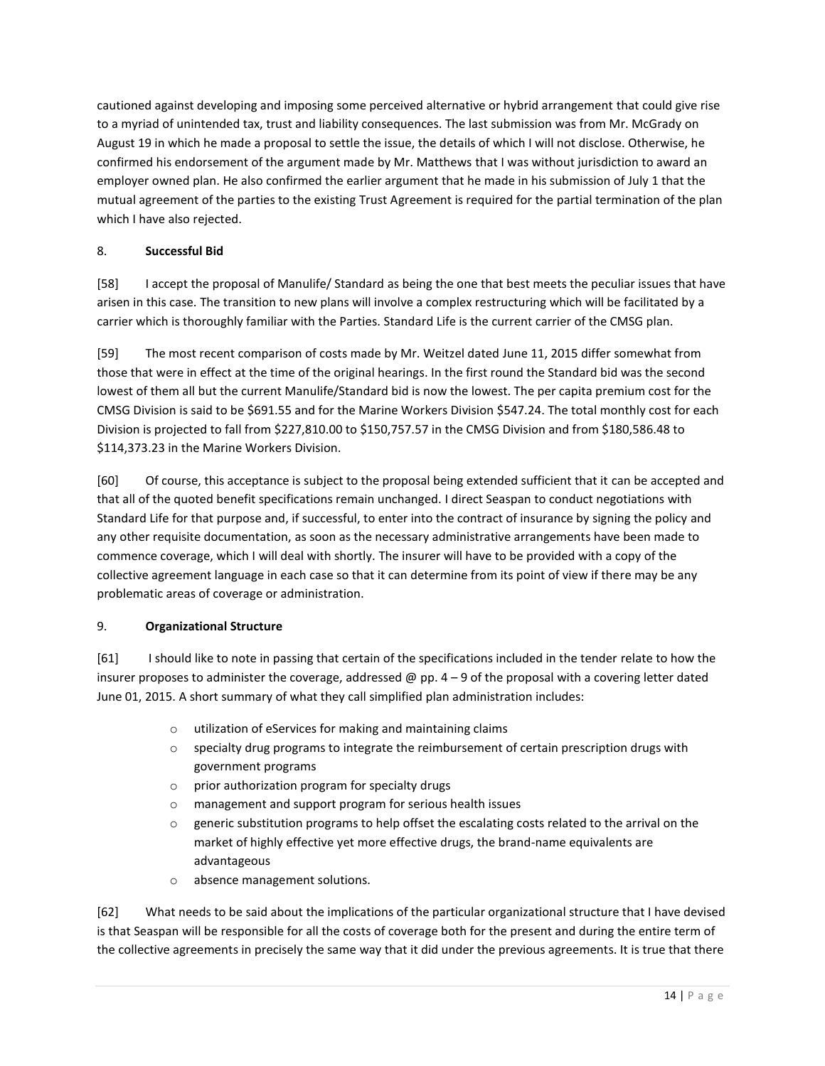cautioned against developing and imposing some perceived alternative or hybrid arrangement that could give rise to a myriad of unintended tax, trust and liability consequences. The last submission was from Mr. McGrady on August 19 in which he made a proposal to settle the issue, the details of which I will not disclose. Otherwise, he confirmed his endorsement of the argument made by Mr. Matthews that I was without jurisdiction to award an employer owned plan. He also confirmed the earlier argument that he made in his submission of July 1 that the mutual agreement of the parties to the existing Trust Agreement is required for the partial termination of the plan which I have also rejected.

## 8. **Successful Bid**

[58] I accept the proposal of Manulife/ Standard as being the one that best meets the peculiar issues that have arisen in this case. The transition to new plans will involve a complex restructuring which will be facilitated by a carrier which is thoroughly familiar with the Parties. Standard Life is the current carrier of the CMSG plan.

[59] The most recent comparison of costs made by Mr. Weitzel dated June 11, 2015 differ somewhat from those that were in effect at the time of the original hearings. In the first round the Standard bid was the second lowest of them all but the current Manulife/Standard bid is now the lowest. The per capita premium cost for the CMSG Division is said to be $691.55 and for the Marine Workers Division $547.24. The total monthly cost for each Division is projected to fall from $227,810.00 to $150,757.57 in the CMSG Division and from $180,586.48 to $114,373.23 in the Marine Workers Division.

[60] Of course, this acceptance is subject to the proposal being extended sufficient that it can be accepted and that all of the quoted benefit specifications remain unchanged. I direct Seaspan to conduct negotiations with Standard Life for that purpose and, if successful, to enter into the contract of insurance by signing the policy and any other requisite documentation, as soon as the necessary administrative arrangements have been made to commence coverage, which I will deal with shortly. The insurer will have to be provided with a copy of the collective agreement language in each case so that it can determine from its point of view if there may be any problematic areas of coverage or administration.

## 9. **Organizational Structure**

[61] I should like to note in passing that certain of the specifications included in the tender relate to how the insurer proposes to administer the coverage, addressed @ pp. 4 – 9 of the proposal with a covering letter dated June 01, 2015. A short summary of what they call simplified plan administration includes:

- utilization of eServices for making and maintaining claims
- specialty drug programs to integrate the reimbursement of certain prescription drugs with government programs
- prior authorization program for specialty drugs
- management and support program for serious health issues
- generic substitution programs to help offset the escalating costs related to the arrival on the market of highly effective yet more effective drugs, the brand-name equivalents are advantageous
- absence management solutions.

[62] What needs to be said about the implications of the particular organizational structure that I have devised is that Seaspan will be responsible for all the costs of coverage both for the present and during the entire term of the collective agreements in precisely the same way that it did under the previous agreements. It is true that there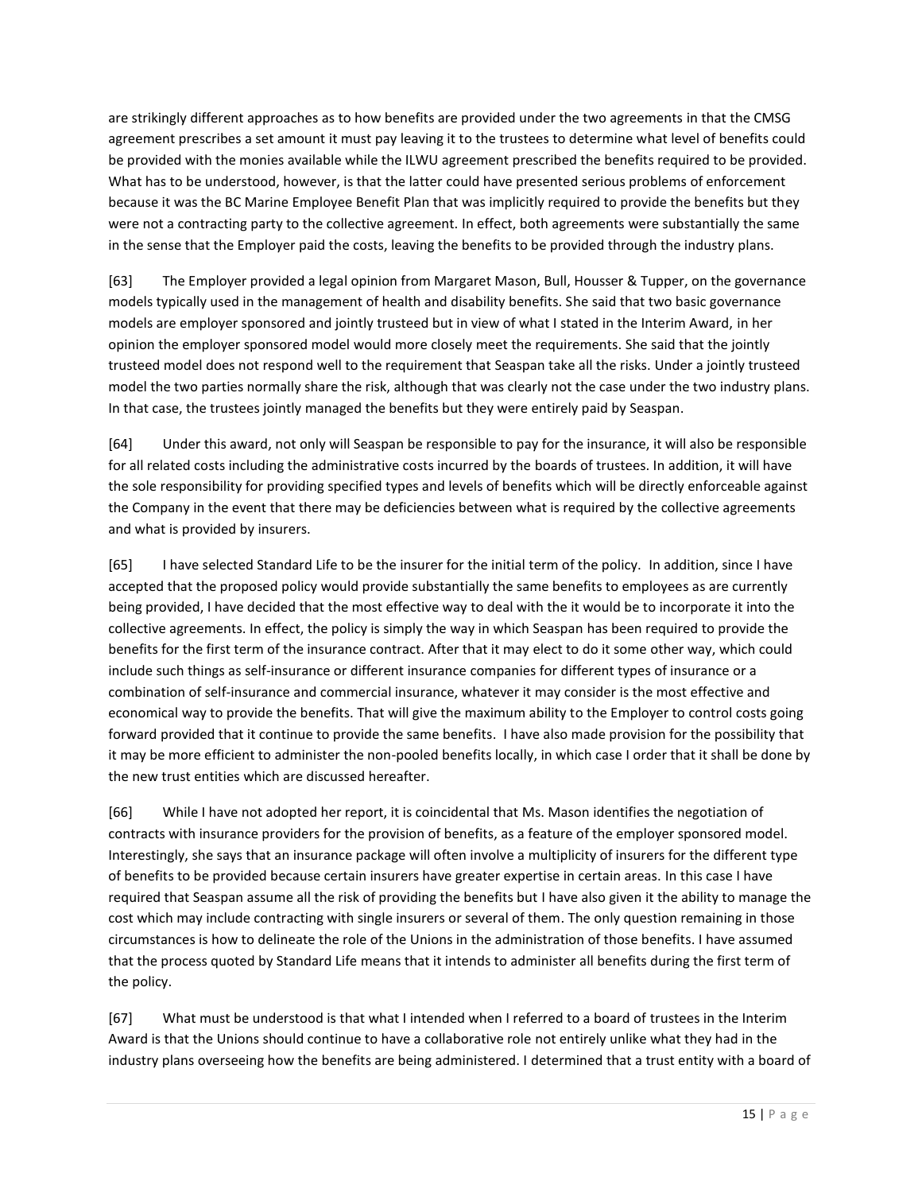are strikingly different approaches as to how benefits are provided under the two agreements in that the CMSG agreement prescribes a set amount it must pay leaving it to the trustees to determine what level of benefits could be provided with the monies available while the ILWU agreement prescribed the benefits required to be provided. What has to be understood, however, is that the latter could have presented serious problems of enforcement because it was the BC Marine Employee Benefit Plan that was implicitly required to provide the benefits but they were not a contracting party to the collective agreement. In effect, both agreements were substantially the same in the sense that the Employer paid the costs, leaving the benefits to be provided through the industry plans.

[63] The Employer provided a legal opinion from Margaret Mason, Bull, Housser & Tupper, on the governance models typically used in the management of health and disability benefits. She said that two basic governance models are employer sponsored and jointly trusteed but in view of what I stated in the Interim Award, in her opinion the employer sponsored model would more closely meet the requirements. She said that the jointly trusteed model does not respond well to the requirement that Seaspan take all the risks. Under a jointly trusteed model the two parties normally share the risk, although that was clearly not the case under the two industry plans. In that case, the trustees jointly managed the benefits but they were entirely paid by Seaspan.

[64] Under this award, not only will Seaspan be responsible to pay for the insurance, it will also be responsible for all related costs including the administrative costs incurred by the boards of trustees. In addition, it will have the sole responsibility for providing specified types and levels of benefits which will be directly enforceable against the Company in the event that there may be deficiencies between what is required by the collective agreements and what is provided by insurers.

[65] I have selected Standard Life to be the insurer for the initial term of the policy. In addition, since I have accepted that the proposed policy would provide substantially the same benefits to employees as are currently being provided, I have decided that the most effective way to deal with the it would be to incorporate it into the collective agreements. In effect, the policy is simply the way in which Seaspan has been required to provide the benefits for the first term of the insurance contract. After that it may elect to do it some other way, which could include such things as self-insurance or different insurance companies for different types of insurance or a combination of self-insurance and commercial insurance, whatever it may consider is the most effective and economical way to provide the benefits. That will give the maximum ability to the Employer to control costs going forward provided that it continue to provide the same benefits. I have also made provision for the possibility that it may be more efficient to administer the non-pooled benefits locally, in which case I order that it shall be done by the new trust entities which are discussed hereafter.

[66] While I have not adopted her report, it is coincidental that Ms. Mason identifies the negotiation of contracts with insurance providers for the provision of benefits, as a feature of the employer sponsored model. Interestingly, she says that an insurance package will often involve a multiplicity of insurers for the different type of benefits to be provided because certain insurers have greater expertise in certain areas. In this case I have required that Seaspan assume all the risk of providing the benefits but I have also given it the ability to manage the cost which may include contracting with single insurers or several of them. The only question remaining in those circumstances is how to delineate the role of the Unions in the administration of those benefits. I have assumed that the process quoted by Standard Life means that it intends to administer all benefits during the first term of the policy.

[67] What must be understood is that what I intended when I referred to a board of trustees in the Interim Award is that the Unions should continue to have a collaborative role not entirely unlike what they had in the industry plans overseeing how the benefits are being administered. I determined that a trust entity with a board of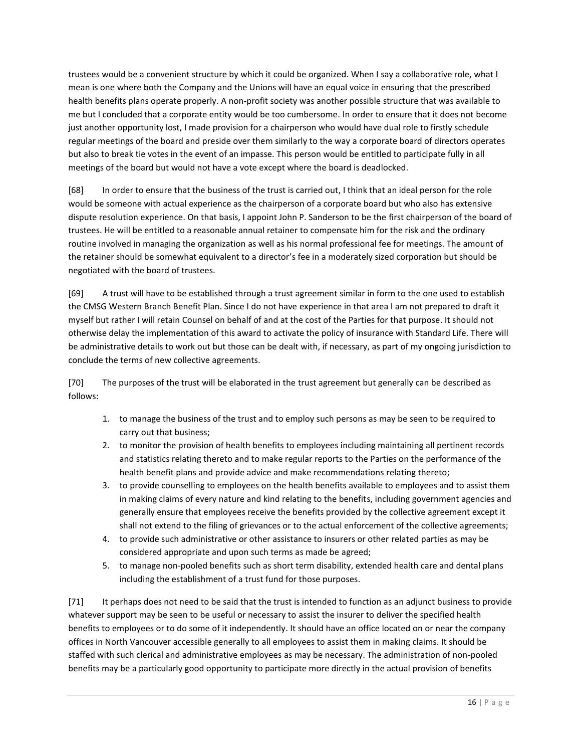trustees would be a convenient structure by which it could be organized. When I say a collaborative role, what I mean is one where both the Company and the Unions will have an equal voice in ensuring that the prescribed health benefits plans operate properly. A non-profit society was another possible structure that was available to me but I concluded that a corporate entity would be too cumbersome. In order to ensure that it does not become just another opportunity lost, I made provision for a chairperson who would have dual role to firstly schedule regular meetings of the board and preside over them similarly to the way a corporate board of directors operates but also to break tie votes in the event of an impasse. This person would be entitled to participate fully in all meetings of the board but would not have a vote except where the board is deadlocked.

[68] In order to ensure that the business of the trust is carried out, I think that an ideal person for the role would be someone with actual experience as the chairperson of a corporate board but who also has extensive dispute resolution experience. On that basis, I appoint John P. Sanderson to be the first chairperson of the board of trustees. He will be entitled to a reasonable annual retainer to compensate him for the risk and the ordinary routine involved in managing the organization as well as his normal professional fee for meetings. The amount of the retainer should be somewhat equivalent to a director's fee in a moderately sized corporation but should be negotiated with the board of trustees.

[69] A trust will have to be established through a trust agreement similar in form to the one used to establish the CMSG Western Branch Benefit Plan. Since I do not have experience in that area I am not prepared to draft it myself but rather I will retain Counsel on behalf of and at the cost of the Parties for that purpose. It should not otherwise delay the implementation of this award to activate the policy of insurance with Standard Life. There will be administrative details to work out but those can be dealt with, if necessary, as part of my ongoing jurisdiction to conclude the terms of new collective agreements.

[70] The purposes of the trust will be elaborated in the trust agreement but generally can be described as follows:

1. to manage the business of the trust and to employ such persons as may be seen to be required to carry out that business;
2. to monitor the provision of health benefits to employees including maintaining all pertinent records and statistics relating thereto and to make regular reports to the Parties on the performance of the health benefit plans and provide advice and make recommendations relating thereto;
3. to provide counselling to employees on the health benefits available to employees and to assist them in making claims of every nature and kind relating to the benefits, including government agencies and generally ensure that employees receive the benefits provided by the collective agreement except it shall not extend to the filing of grievances or to the actual enforcement of the collective agreements;
4. to provide such administrative or other assistance to insurers or other related parties as may be considered appropriate and upon such terms as made be agreed;
5. to manage non-pooled benefits such as short term disability, extended health care and dental plans including the establishment of a trust fund for those purposes.

[71] It perhaps does not need to be said that the trust is intended to function as an adjunct business to provide whatever support may be seen to be useful or necessary to assist the insurer to deliver the specified health benefits to employees or to do some of it independently. It should have an office located on or near the company offices in North Vancouver accessible generally to all employees to assist them in making claims. It should be staffed with such clerical and administrative employees as may be necessary. The administration of non-pooled benefits may be a particularly good opportunity to participate more directly in the actual provision of benefits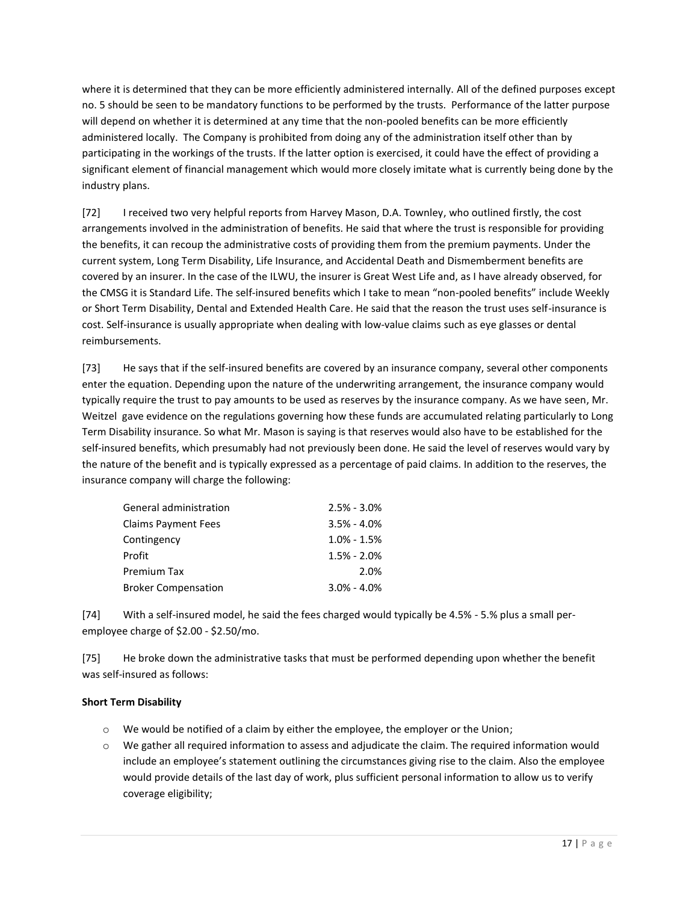where it is determined that they can be more efficiently administered internally. All of the defined purposes except no. 5 should be seen to be mandatory functions to be performed by the trusts. Performance of the latter purpose will depend on whether it is determined at any time that the non-pooled benefits can be more efficiently administered locally. The Company is prohibited from doing any of the administration itself other than by participating in the workings of the trusts. If the latter option is exercised, it could have the effect of providing a significant element of financial management which would more closely imitate what is currently being done by the industry plans.

[72] I received two very helpful reports from Harvey Mason, D.A. Townley, who outlined firstly, the cost arrangements involved in the administration of benefits. He said that where the trust is responsible for providing the benefits, it can recoup the administrative costs of providing them from the premium payments. Under the current system, Long Term Disability, Life Insurance, and Accidental Death and Dismemberment benefits are covered by an insurer. In the case of the ILWU, the insurer is Great West Life and, as I have already observed, for the CMSG it is Standard Life. The self-insured benefits which I take to mean "non-pooled benefits" include Weekly or Short Term Disability, Dental and Extended Health Care. He said that the reason the trust uses self-insurance is cost. Self-insurance is usually appropriate when dealing with low-value claims such as eye glasses or dental reimbursements.

[73] He says that if the self-insured benefits are covered by an insurance company, several other components enter the equation. Depending upon the nature of the underwriting arrangement, the insurance company would typically require the trust to pay amounts to be used as reserves by the insurance company. As we have seen, Mr. Weitzel gave evidence on the regulations governing how these funds are accumulated relating particularly to Long Term Disability insurance. So what Mr. Mason is saying is that reserves would also have to be established for the self-insured benefits, which presumably had not previously been done. He said the level of reserves would vary by the nature of the benefit and is typically expressed as a percentage of paid claims. In addition to the reserves, the insurance company will charge the following:

| | |
|---|---|
| General administration | 2.5% - 3.0% |
| Claims Payment Fees | 3.5% - 4.0% |
| Contingency | 1.0% - 1.5% |
| Profit | 1.5% - 2.0% |
| Premium Tax | 2.0% |
| Broker Compensation | 3.0% - 4.0% |

[74] With a self-insured model, he said the fees charged would typically be 4.5% - 5.% plus a small per-employee charge of $2.00 - $2.50/mo.

[75] He broke down the administrative tasks that must be performed depending upon whether the benefit was self-insured as follows:

**Short Term Disability**

- We would be notified of a claim by either the employee, the employer or the Union;
- We gather all required information to assess and adjudicate the claim. The required information would include an employee's statement outlining the circumstances giving rise to the claim. Also the employee would provide details of the last day of work, plus sufficient personal information to allow us to verify coverage eligibility;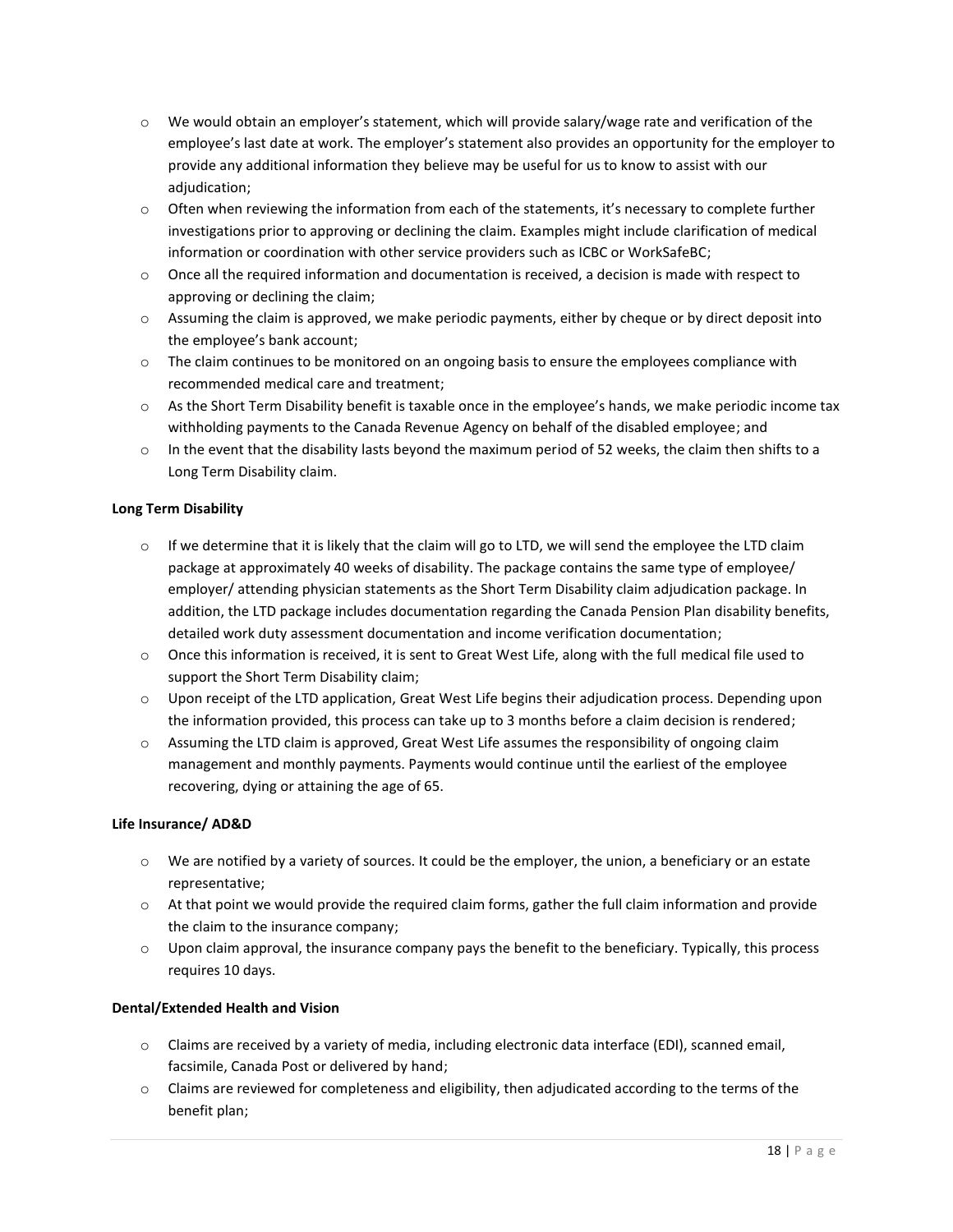- We would obtain an employer's statement, which will provide salary/wage rate and verification of the employee's last date at work. The employer's statement also provides an opportunity for the employer to provide any additional information they believe may be useful for us to know to assist with our adjudication;
- Often when reviewing the information from each of the statements, it's necessary to complete further investigations prior to approving or declining the claim. Examples might include clarification of medical information or coordination with other service providers such as ICBC or WorkSafeBC;
- Once all the required information and documentation is received, a decision is made with respect to approving or declining the claim;
- Assuming the claim is approved, we make periodic payments, either by cheque or by direct deposit into the employee's bank account;
- The claim continues to be monitored on an ongoing basis to ensure the employees compliance with recommended medical care and treatment;
- As the Short Term Disability benefit is taxable once in the employee's hands, we make periodic income tax withholding payments to the Canada Revenue Agency on behalf of the disabled employee; and
- In the event that the disability lasts beyond the maximum period of 52 weeks, the claim then shifts to a Long Term Disability claim.

**Long Term Disability**

- If we determine that it is likely that the claim will go to LTD, we will send the employee the LTD claim package at approximately 40 weeks of disability. The package contains the same type of employee/ employer/ attending physician statements as the Short Term Disability claim adjudication package. In addition, the LTD package includes documentation regarding the Canada Pension Plan disability benefits, detailed work duty assessment documentation and income verification documentation;
- Once this information is received, it is sent to Great West Life, along with the full medical file used to support the Short Term Disability claim;
- Upon receipt of the LTD application, Great West Life begins their adjudication process. Depending upon the information provided, this process can take up to 3 months before a claim decision is rendered;
- Assuming the LTD claim is approved, Great West Life assumes the responsibility of ongoing claim management and monthly payments. Payments would continue until the earliest of the employee recovering, dying or attaining the age of 65.

**Life Insurance/ AD&D**

- We are notified by a variety of sources. It could be the employer, the union, a beneficiary or an estate representative;
- At that point we would provide the required claim forms, gather the full claim information and provide the claim to the insurance company;
- Upon claim approval, the insurance company pays the benefit to the beneficiary. Typically, this process requires 10 days.

**Dental/Extended Health and Vision**

- Claims are received by a variety of media, including electronic data interface (EDI), scanned email, facsimile, Canada Post or delivered by hand;
- Claims are reviewed for completeness and eligibility, then adjudicated according to the terms of the benefit plan;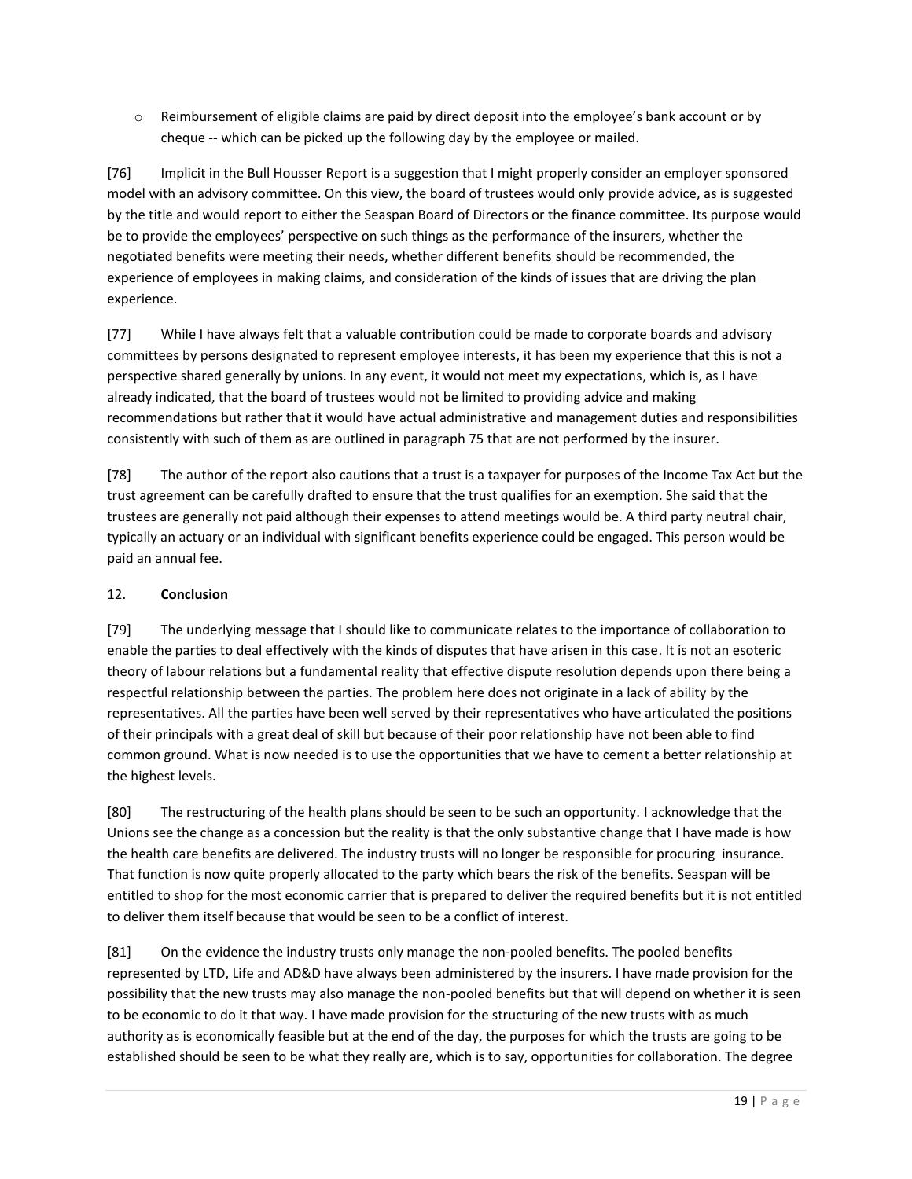- Reimbursement of eligible claims are paid by direct deposit into the employee's bank account or by cheque -- which can be picked up the following day by the employee or mailed.

[76] Implicit in the Bull Housser Report is a suggestion that I might properly consider an employer sponsored model with an advisory committee. On this view, the board of trustees would only provide advice, as is suggested by the title and would report to either the Seaspan Board of Directors or the finance committee. Its purpose would be to provide the employees' perspective on such things as the performance of the insurers, whether the negotiated benefits were meeting their needs, whether different benefits should be recommended, the experience of employees in making claims, and consideration of the kinds of issues that are driving the plan experience.

[77] While I have always felt that a valuable contribution could be made to corporate boards and advisory committees by persons designated to represent employee interests, it has been my experience that this is not a perspective shared generally by unions. In any event, it would not meet my expectations, which is, as I have already indicated, that the board of trustees would not be limited to providing advice and making recommendations but rather that it would have actual administrative and management duties and responsibilities consistently with such of them as are outlined in paragraph 75 that are not performed by the insurer.

[78] The author of the report also cautions that a trust is a taxpayer for purposes of the Income Tax Act but the trust agreement can be carefully drafted to ensure that the trust qualifies for an exemption. She said that the trustees are generally not paid although their expenses to attend meetings would be. A third party neutral chair, typically an actuary or an individual with significant benefits experience could be engaged. This person would be paid an annual fee.

12. **Conclusion**

[79] The underlying message that I should like to communicate relates to the importance of collaboration to enable the parties to deal effectively with the kinds of disputes that have arisen in this case. It is not an esoteric theory of labour relations but a fundamental reality that effective dispute resolution depends upon there being a respectful relationship between the parties. The problem here does not originate in a lack of ability by the representatives. All the parties have been well served by their representatives who have articulated the positions of their principals with a great deal of skill but because of their poor relationship have not been able to find common ground. What is now needed is to use the opportunities that we have to cement a better relationship at the highest levels.

[80] The restructuring of the health plans should be seen to be such an opportunity. I acknowledge that the Unions see the change as a concession but the reality is that the only substantive change that I have made is how the health care benefits are delivered. The industry trusts will no longer be responsible for procuring insurance. That function is now quite properly allocated to the party which bears the risk of the benefits. Seaspan will be entitled to shop for the most economic carrier that is prepared to deliver the required benefits but it is not entitled to deliver them itself because that would be seen to be a conflict of interest.

[81] On the evidence the industry trusts only manage the non-pooled benefits. The pooled benefits represented by LTD, Life and AD&D have always been administered by the insurers. I have made provision for the possibility that the new trusts may also manage the non-pooled benefits but that will depend on whether it is seen to be economic to do it that way. I have made provision for the structuring of the new trusts with as much authority as is economically feasible but at the end of the day, the purposes for which the trusts are going to be established should be seen to be what they really are, which is to say, opportunities for collaboration. The degree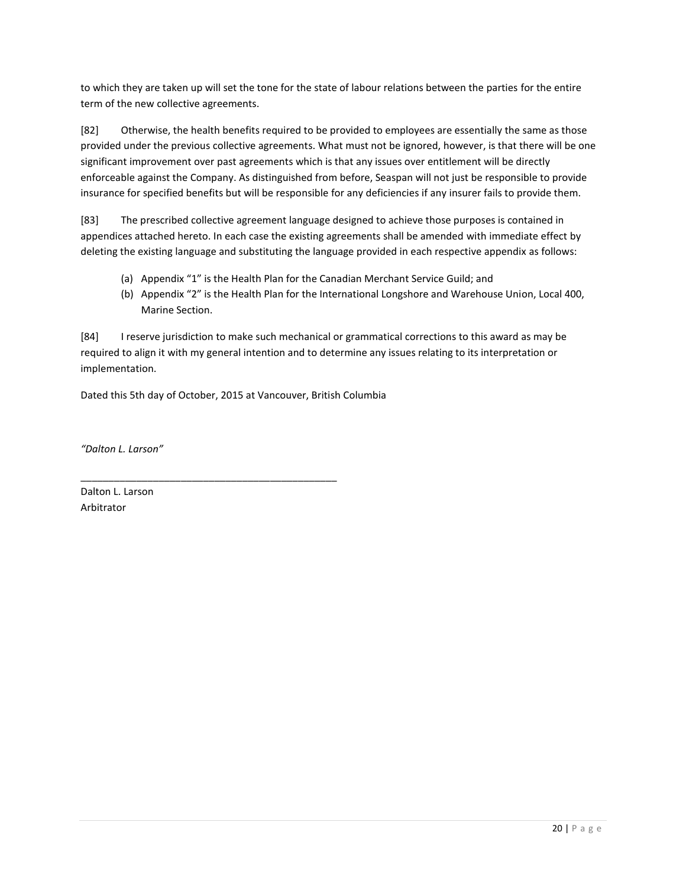to which they are taken up will set the tone for the state of labour relations between the parties for the entire term of the new collective agreements.

[82] Otherwise, the health benefits required to be provided to employees are essentially the same as those provided under the previous collective agreements. What must not be ignored, however, is that there will be one significant improvement over past agreements which is that any issues over entitlement will be directly enforceable against the Company. As distinguished from before, Seaspan will not just be responsible to provide insurance for specified benefits but will be responsible for any deficiencies if any insurer fails to provide them.

[83] The prescribed collective agreement language designed to achieve those purposes is contained in appendices attached hereto. In each case the existing agreements shall be amended with immediate effect by deleting the existing language and substituting the language provided in each respective appendix as follows:

(a) Appendix "1" is the Health Plan for the Canadian Merchant Service Guild; and
(b) Appendix "2" is the Health Plan for the International Longshore and Warehouse Union, Local 400, Marine Section.

[84] I reserve jurisdiction to make such mechanical or grammatical corrections to this award as may be required to align it with my general intention and to determine any issues relating to its interpretation or implementation.

Dated this 5th day of October, 2015 at Vancouver, British Columbia

*"Dalton L. Larson"*

\_\_\_\_\_\_\_\_\_\_\_\_\_\_\_\_\_\_\_\_\_\_\_\_\_\_\_\_\_\_\_\_\_\_\_\_\_\_\_\_\_\_\_\_

Dalton L. Larson
Arbitrator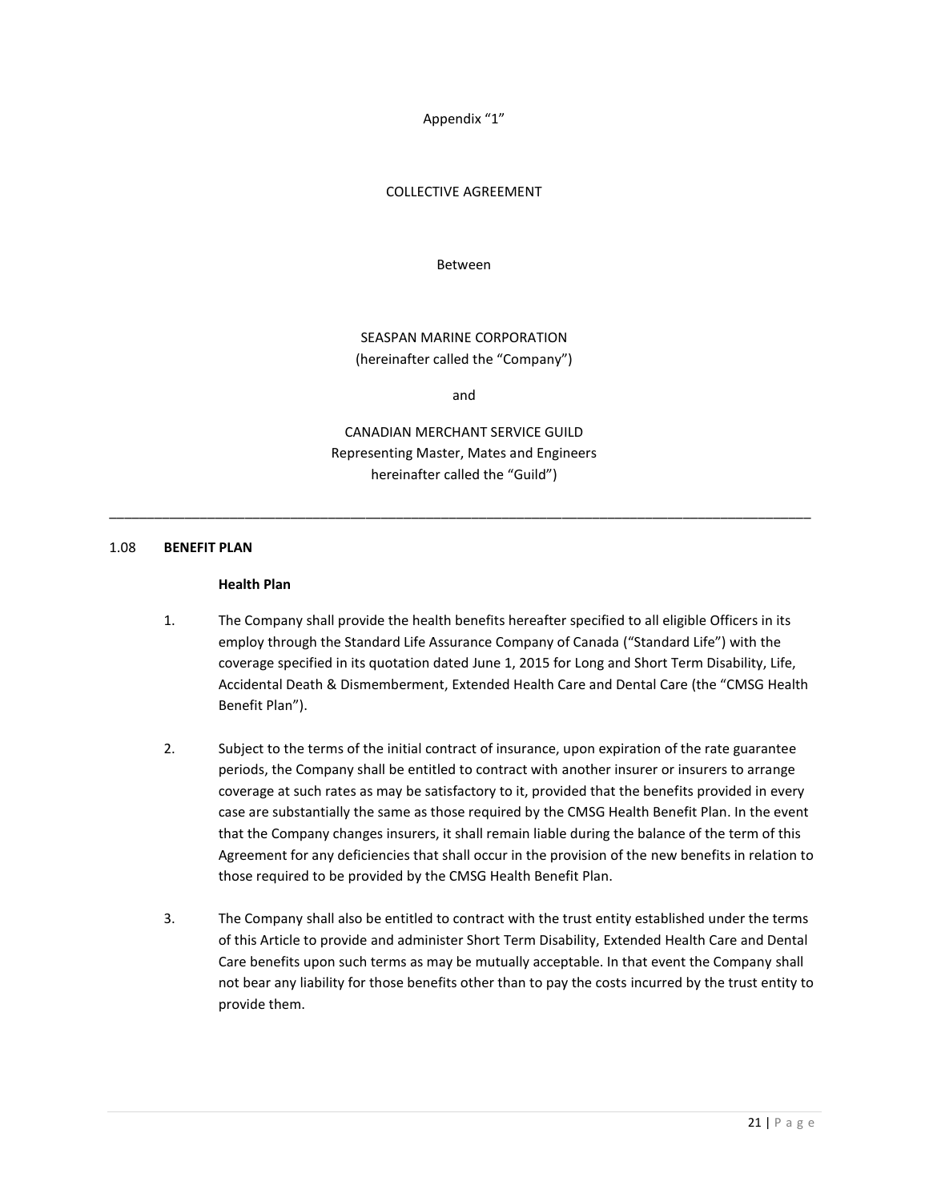Appendix “1”

COLLECTIVE AGREEMENT

Between

SEASPAN MARINE CORPORATION
(hereinafter called the “Company”)

and

CANADIAN MERCHANT SERVICE GUILD
Representing Master, Mates and Engineers
hereinafter called the “Guild”)

---

1.08 **BENEFIT PLAN**

**Health Plan**

1. The Company shall provide the health benefits hereafter specified to all eligible Officers in its employ through the Standard Life Assurance Company of Canada (“Standard Life”) with the coverage specified in its quotation dated June 1, 2015 for Long and Short Term Disability, Life, Accidental Death & Dismemberment, Extended Health Care and Dental Care (the “CMSG Health Benefit Plan”).

2. Subject to the terms of the initial contract of insurance, upon expiration of the rate guarantee periods, the Company shall be entitled to contract with another insurer or insurers to arrange coverage at such rates as may be satisfactory to it, provided that the benefits provided in every case are substantially the same as those required by the CMSG Health Benefit Plan. In the event that the Company changes insurers, it shall remain liable during the balance of the term of this Agreement for any deficiencies that shall occur in the provision of the new benefits in relation to those required to be provided by the CMSG Health Benefit Plan.

3. The Company shall also be entitled to contract with the trust entity established under the terms of this Article to provide and administer Short Term Disability, Extended Health Care and Dental Care benefits upon such terms as may be mutually acceptable. In that event the Company shall not bear any liability for those benefits other than to pay the costs incurred by the trust entity to provide them.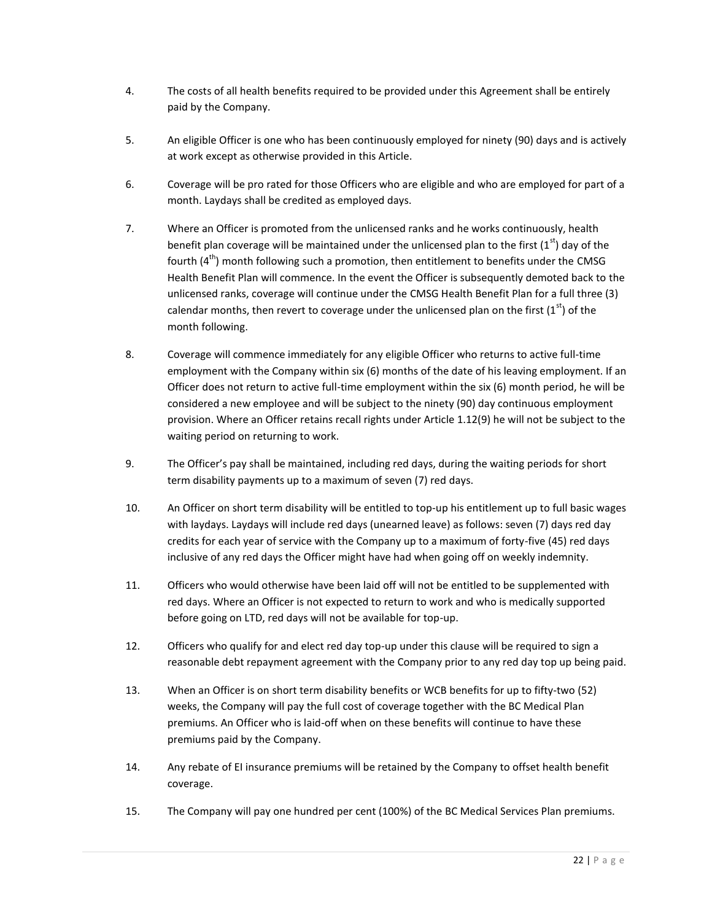4. The costs of all health benefits required to be provided under this Agreement shall be entirely paid by the Company.

5. An eligible Officer is one who has been continuously employed for ninety (90) days and is actively at work except as otherwise provided in this Article.

6. Coverage will be pro rated for those Officers who are eligible and who are employed for part of a month. Laydays shall be credited as employed days.

7. Where an Officer is promoted from the unlicensed ranks and he works continuously, health benefit plan coverage will be maintained under the unlicensed plan to the first (1st) day of the fourth (4th) month following such a promotion, then entitlement to benefits under the CMSG Health Benefit Plan will commence. In the event the Officer is subsequently demoted back to the unlicensed ranks, coverage will continue under the CMSG Health Benefit Plan for a full three (3) calendar months, then revert to coverage under the unlicensed plan on the first (1st) of the month following.

8. Coverage will commence immediately for any eligible Officer who returns to active full-time employment with the Company within six (6) months of the date of his leaving employment. If an Officer does not return to active full-time employment within the six (6) month period, he will be considered a new employee and will be subject to the ninety (90) day continuous employment provision. Where an Officer retains recall rights under Article 1.12(9) he will not be subject to the waiting period on returning to work.

9. The Officer's pay shall be maintained, including red days, during the waiting periods for short term disability payments up to a maximum of seven (7) red days.

10. An Officer on short term disability will be entitled to top-up his entitlement up to full basic wages with laydays. Laydays will include red days (unearned leave) as follows: seven (7) days red day credits for each year of service with the Company up to a maximum of forty-five (45) red days inclusive of any red days the Officer might have had when going off on weekly indemnity.

11. Officers who would otherwise have been laid off will not be entitled to be supplemented with red days. Where an Officer is not expected to return to work and who is medically supported before going on LTD, red days will not be available for top-up.

12. Officers who qualify for and elect red day top-up under this clause will be required to sign a reasonable debt repayment agreement with the Company prior to any red day top up being paid.

13. When an Officer is on short term disability benefits or WCB benefits for up to fifty-two (52) weeks, the Company will pay the full cost of coverage together with the BC Medical Plan premiums. An Officer who is laid-off when on these benefits will continue to have these premiums paid by the Company.

14. Any rebate of EI insurance premiums will be retained by the Company to offset health benefit coverage.

15. The Company will pay one hundred per cent (100%) of the BC Medical Services Plan premiums.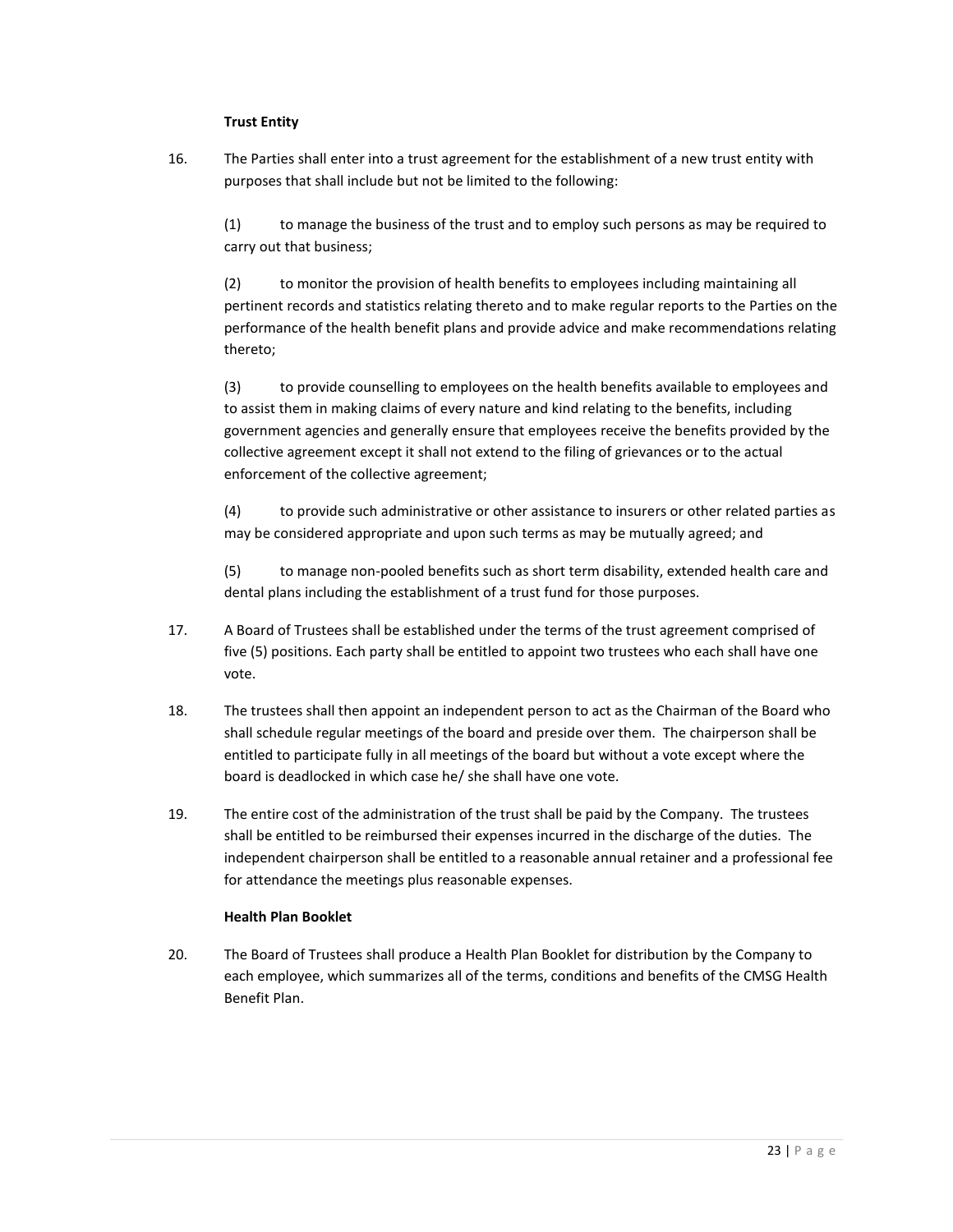**Trust Entity**

16. The Parties shall enter into a trust agreement for the establishment of a new trust entity with purposes that shall include but not be limited to the following:

    (1) to manage the business of the trust and to employ such persons as may be required to carry out that business;

    (2) to monitor the provision of health benefits to employees including maintaining all pertinent records and statistics relating thereto and to make regular reports to the Parties on the performance of the health benefit plans and provide advice and make recommendations relating thereto;

    (3) to provide counselling to employees on the health benefits available to employees and to assist them in making claims of every nature and kind relating to the benefits, including government agencies and generally ensure that employees receive the benefits provided by the collective agreement except it shall not extend to the filing of grievances or to the actual enforcement of the collective agreement;

    (4) to provide such administrative or other assistance to insurers or other related parties as may be considered appropriate and upon such terms as may be mutually agreed; and

    (5) to manage non-pooled benefits such as short term disability, extended health care and dental plans including the establishment of a trust fund for those purposes.

17. A Board of Trustees shall be established under the terms of the trust agreement comprised of five (5) positions. Each party shall be entitled to appoint two trustees who each shall have one vote.

18. The trustees shall then appoint an independent person to act as the Chairman of the Board who shall schedule regular meetings of the board and preside over them. The chairperson shall be entitled to participate fully in all meetings of the board but without a vote except where the board is deadlocked in which case he/ she shall have one vote.

19. The entire cost of the administration of the trust shall be paid by the Company. The trustees shall be entitled to be reimbursed their expenses incurred in the discharge of the duties. The independent chairperson shall be entitled to a reasonable annual retainer and a professional fee for attendance the meetings plus reasonable expenses.

**Health Plan Booklet**

20. The Board of Trustees shall produce a Health Plan Booklet for distribution by the Company to each employee, which summarizes all of the terms, conditions and benefits of the CMSG Health Benefit Plan.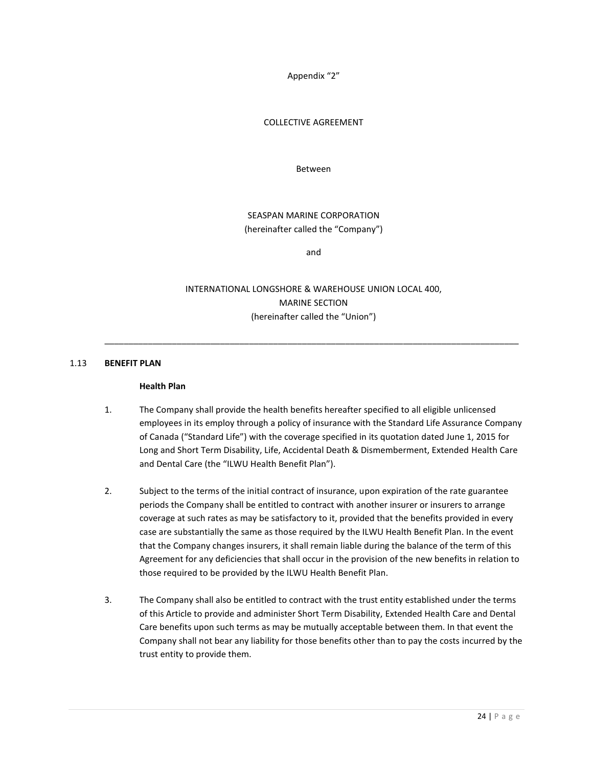Appendix "2"

COLLECTIVE AGREEMENT

Between

SEASPAN MARINE CORPORATION
(hereinafter called the "Company")

and

INTERNATIONAL LONGSHORE & WAREHOUSE UNION LOCAL 400,
MARINE SECTION
(hereinafter called the "Union")

---

1.13 **BENEFIT PLAN**

**Health Plan**

1. The Company shall provide the health benefits hereafter specified to all eligible unlicensed employees in its employ through a policy of insurance with the Standard Life Assurance Company of Canada ("Standard Life") with the coverage specified in its quotation dated June 1, 2015 for Long and Short Term Disability, Life, Accidental Death & Dismemberment, Extended Health Care and Dental Care (the "ILWU Health Benefit Plan").

2. Subject to the terms of the initial contract of insurance, upon expiration of the rate guarantee periods the Company shall be entitled to contract with another insurer or insurers to arrange coverage at such rates as may be satisfactory to it, provided that the benefits provided in every case are substantially the same as those required by the ILWU Health Benefit Plan. In the event that the Company changes insurers, it shall remain liable during the balance of the term of this Agreement for any deficiencies that shall occur in the provision of the new benefits in relation to those required to be provided by the ILWU Health Benefit Plan.

3. The Company shall also be entitled to contract with the trust entity established under the terms of this Article to provide and administer Short Term Disability, Extended Health Care and Dental Care benefits upon such terms as may be mutually acceptable between them. In that event the Company shall not bear any liability for those benefits other than to pay the costs incurred by the trust entity to provide them.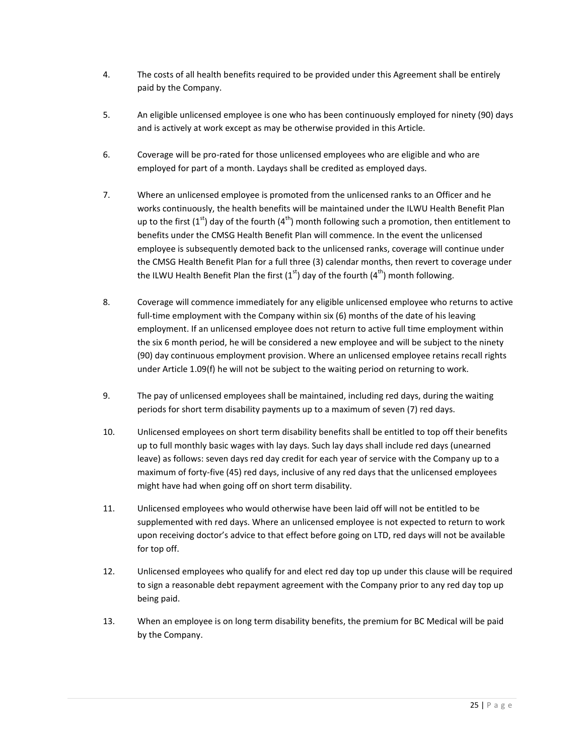4. The costs of all health benefits required to be provided under this Agreement shall be entirely paid by the Company.

5. An eligible unlicensed employee is one who has been continuously employed for ninety (90) days and is actively at work except as may be otherwise provided in this Article.

6. Coverage will be pro-rated for those unlicensed employees who are eligible and who are employed for part of a month. Laydays shall be credited as employed days.

7. Where an unlicensed employee is promoted from the unlicensed ranks to an Officer and he works continuously, the health benefits will be maintained under the ILWU Health Benefit Plan up to the first (1st) day of the fourth (4th) month following such a promotion, then entitlement to benefits under the CMSG Health Benefit Plan will commence. In the event the unlicensed employee is subsequently demoted back to the unlicensed ranks, coverage will continue under the CMSG Health Benefit Plan for a full three (3) calendar months, then revert to coverage under the ILWU Health Benefit Plan the first (1st) day of the fourth (4th) month following.

8. Coverage will commence immediately for any eligible unlicensed employee who returns to active full-time employment with the Company within six (6) months of the date of his leaving employment. If an unlicensed employee does not return to active full time employment within the six 6 month period, he will be considered a new employee and will be subject to the ninety (90) day continuous employment provision. Where an unlicensed employee retains recall rights under Article 1.09(f) he will not be subject to the waiting period on returning to work.

9. The pay of unlicensed employees shall be maintained, including red days, during the waiting periods for short term disability payments up to a maximum of seven (7) red days.

10. Unlicensed employees on short term disability benefits shall be entitled to top off their benefits up to full monthly basic wages with lay days. Such lay days shall include red days (unearned leave) as follows: seven days red day credit for each year of service with the Company up to a maximum of forty-five (45) red days, inclusive of any red days that the unlicensed employees might have had when going off on short term disability.

11. Unlicensed employees who would otherwise have been laid off will not be entitled to be supplemented with red days. Where an unlicensed employee is not expected to return to work upon receiving doctor's advice to that effect before going on LTD, red days will not be available for top off.

12. Unlicensed employees who qualify for and elect red day top up under this clause will be required to sign a reasonable debt repayment agreement with the Company prior to any red day top up being paid.

13. When an employee is on long term disability benefits, the premium for BC Medical will be paid by the Company.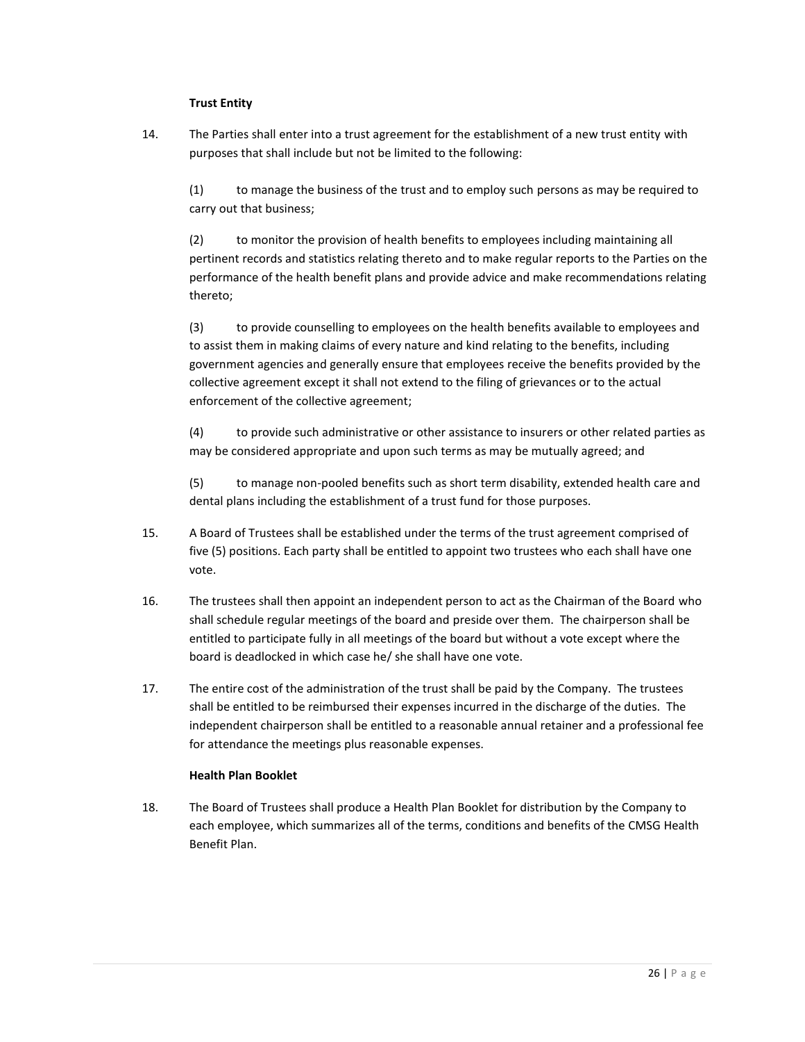**Trust Entity**

14. The Parties shall enter into a trust agreement for the establishment of a new trust entity with purposes that shall include but not be limited to the following:

    (1) to manage the business of the trust and to employ such persons as may be required to carry out that business;

    (2) to monitor the provision of health benefits to employees including maintaining all pertinent records and statistics relating thereto and to make regular reports to the Parties on the performance of the health benefit plans and provide advice and make recommendations relating thereto;

    (3) to provide counselling to employees on the health benefits available to employees and to assist them in making claims of every nature and kind relating to the benefits, including government agencies and generally ensure that employees receive the benefits provided by the collective agreement except it shall not extend to the filing of grievances or to the actual enforcement of the collective agreement;

    (4) to provide such administrative or other assistance to insurers or other related parties as may be considered appropriate and upon such terms as may be mutually agreed; and

    (5) to manage non-pooled benefits such as short term disability, extended health care and dental plans including the establishment of a trust fund for those purposes.

15. A Board of Trustees shall be established under the terms of the trust agreement comprised of five (5) positions. Each party shall be entitled to appoint two trustees who each shall have one vote.

16. The trustees shall then appoint an independent person to act as the Chairman of the Board who shall schedule regular meetings of the board and preside over them. The chairperson shall be entitled to participate fully in all meetings of the board but without a vote except where the board is deadlocked in which case he/ she shall have one vote.

17. The entire cost of the administration of the trust shall be paid by the Company. The trustees shall be entitled to be reimbursed their expenses incurred in the discharge of the duties. The independent chairperson shall be entitled to a reasonable annual retainer and a professional fee for attendance the meetings plus reasonable expenses.

**Health Plan Booklet**

18. The Board of Trustees shall produce a Health Plan Booklet for distribution by the Company to each employee, which summarizes all of the terms, conditions and benefits of the CMSG Health Benefit Plan.